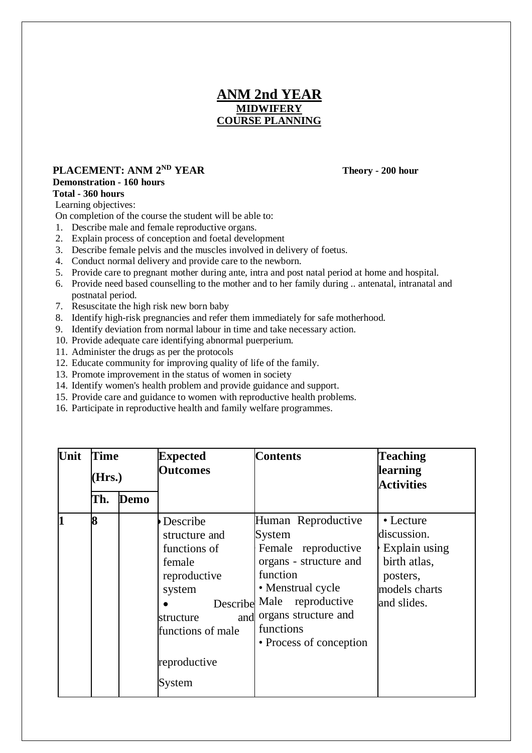# ANM 2nd YEAR

## MIDWIFERY

## COURSE PLANNING

**PLACEMENT: ANM 2ND YEAR** **Theory - 200 hour**

**Demonstration - 160 hours**

**Total - 360 hours**

Learning objectives:

On completion of the course the student will be able to:

1. Describe male and female reproductive organs.
2. Explain process of conception and foetal development
3. Describe female pelvis and the muscles involved in delivery of foetus.
4. Conduct normal delivery and provide care to the newborn.
5. Provide care to pregnant mother during ante, intra and post natal period at home and hospital.
6. Provide need based counselling to the mother and to her family during .. antenatal, intranatal and postnatal period.
7. Resuscitate the high risk new born baby
8. Identify high-risk pregnancies and refer them immediately for safe motherhood.
9. Identify deviation from normal labour in time and take necessary action.
10. Provide adequate care identifying abnormal puerperium.
11. Administer the drugs as per the protocols
12. Educate community for improving quality of life of the family.
13. Promote improvement in the status of women in society
14. Identify women's health problem and provide guidance and support.
15. Provide care and guidance to women with reproductive health problems.
16. Participate in reproductive health and family welfare programmes.

| Unit | Time (Hrs.) | | Expected Outcomes | Contents | Teaching learning Activities |
|---|---|---|---|---|---|
| | Th. | Demo | | | |
| 1 | 8 | | • Describe structure and functions of female reproductive system<br>• Describe structure and functions of male reproductive System | Human Reproductive System<br>Female reproductive organs - structure and function<br>• Menstrual cycle<br>Male reproductive organs structure and functions<br>• Process of conception | • Lecture discussion.<br>• Explain using birth atlas, posters, models charts and slides. |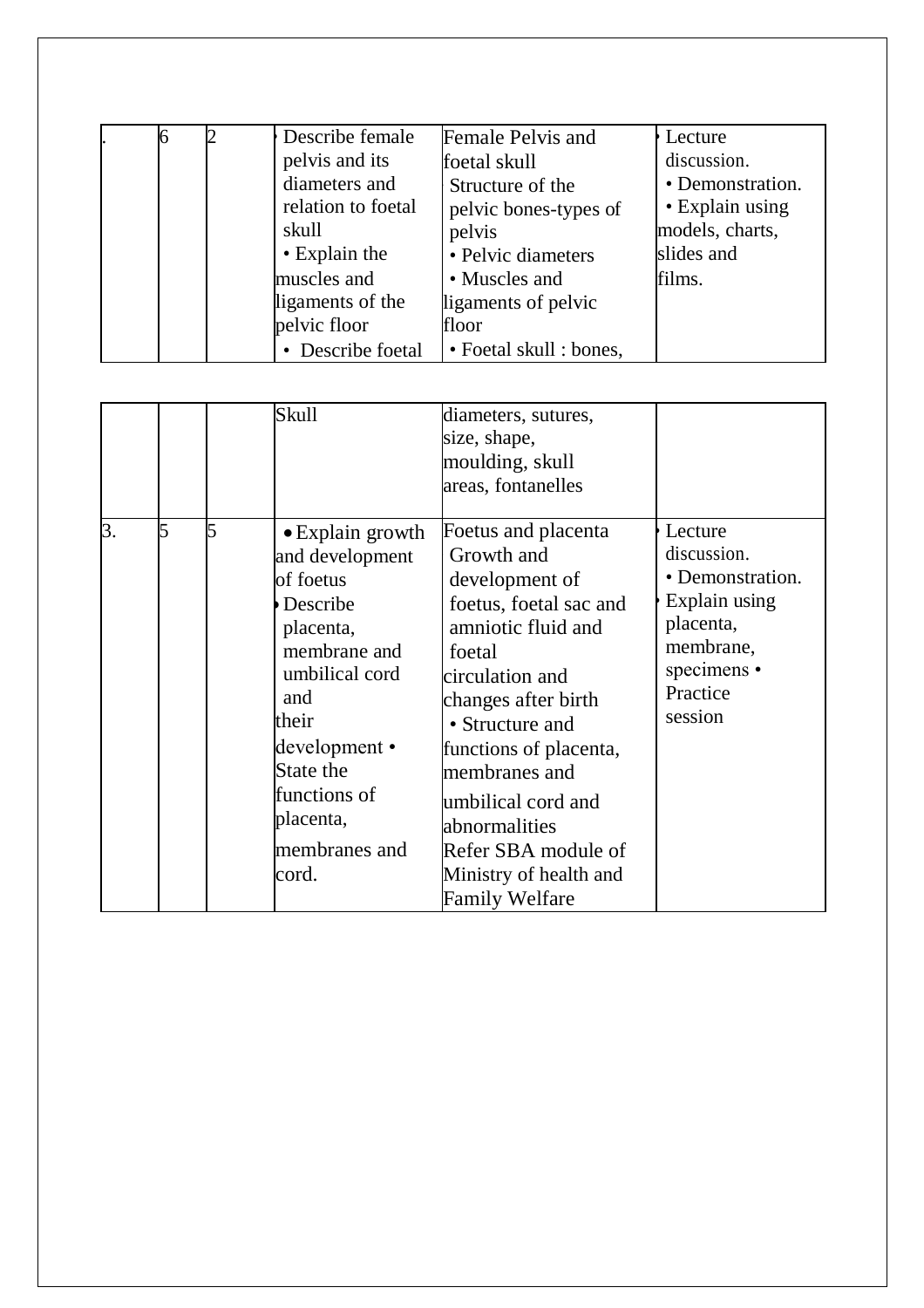| . | 6 | 2 | • Describe female pelvis and its diameters and relation to foetal skull<br>• Explain the muscles and ligaments of the pelvic floor<br>• Describe foetal Skull | Female Pelvis and foetal skull<br>Structure of the pelvic bones-types of pelvis<br>• Pelvic diameters<br>• Muscles and ligaments of pelvic floor<br>• Foetal skull : bones, diameters, sutures, size, shape, moulding, skull areas, fontanelles | • Lecture discussion.<br>• Demonstration.<br>• Explain using models, charts, slides and films. |
|---|---|---|---|---|---|
| 3. | 5 | 5 | • Explain growth and development of foetus<br>• Describe placenta, membrane and umbilical cord and their development<br>• State the functions of placenta, membranes and cord. | Foetus and placenta<br>Growth and development of foetus, foetal sac and amniotic fluid and foetal circulation and changes after birth<br>• Structure and functions of placenta, membranes and umbilical cord and abnormalities<br>Refer SBA module of Ministry of health and Family Welfare | • Lecture discussion.<br>• Demonstration.<br>• Explain using placenta, membrane, specimens<br>• Practice session |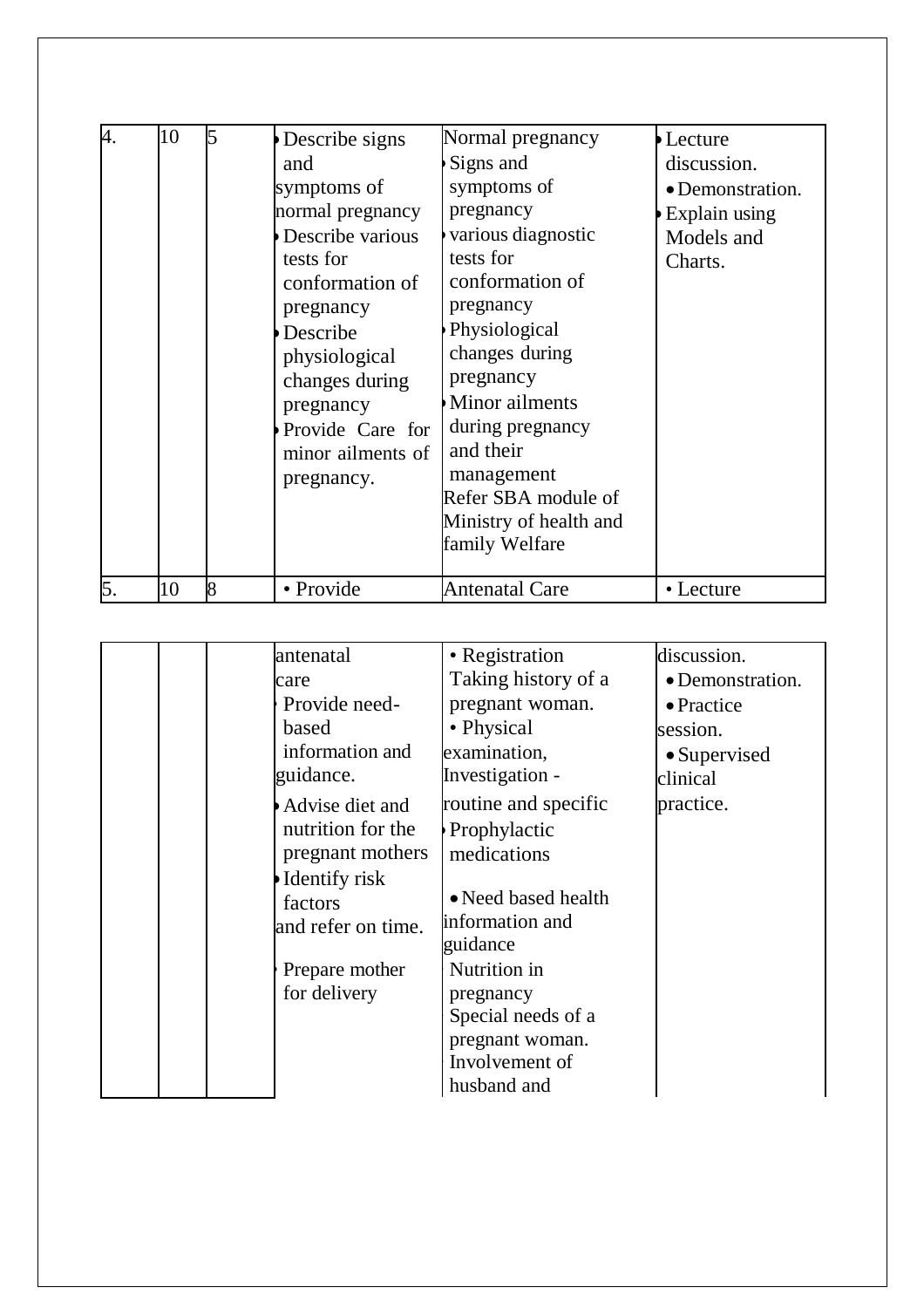| | | | | | |
|---|---|---|---|---|---|
| 4. | 10 | 5 | • Describe signs and symptoms of normal pregnancy<br>• Describe various tests for conformation of pregnancy<br>• Describe physiological changes during pregnancy<br>• Provide Care for minor ailments of pregnancy. | Normal pregnancy<br>• Signs and symptoms of pregnancy<br>• various diagnostic tests for conformation of pregnancy<br>• Physiological changes during pregnancy<br>• Minor ailments during pregnancy and their management<br>Refer SBA module of Ministry of health and family Welfare | • Lecture discussion.<br>• Demonstration.<br>• Explain using Models and Charts. |
| 5. | 10 | 8 | • Provide antenatal care<br>• Provide need-based information and guidance.<br>• Advise diet and nutrition for the pregnant mothers<br>• Identify risk factors and refer on time.<br>• Prepare mother for delivery | Antenatal Care<br>• Registration<br>Taking history of a pregnant woman.<br>• Physical examination,<br>Investigation - routine and specific<br>• Prophylactic medications<br>• Need based health information and guidance<br>Nutrition in pregnancy<br>Special needs of a pregnant woman.<br>Involvement of husband and | • Lecture discussion.<br>• Demonstration.<br>• Practice session.<br>• Supervised clinical practice. |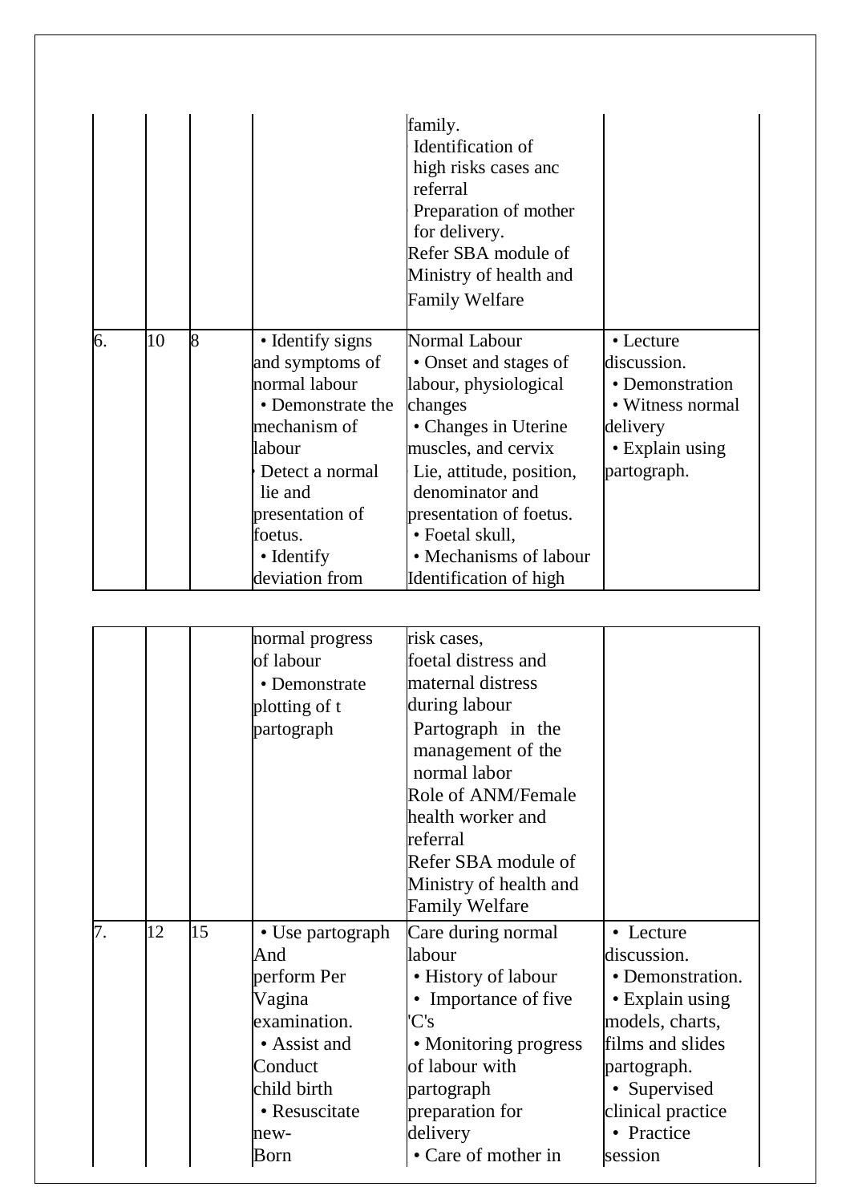| | | | | | |
|---|---|---|---|---|---|
| | | | | family.<br>Identification of high risks cases anc referral<br>Preparation of mother for delivery.<br>Refer SBA module of Ministry of health and Family Welfare | |
| 6. | 10 | 8 | • Identify signs and symptoms of normal labour<br>• Demonstrate the mechanism of labour<br>• Detect a normal lie and presentation of foetus.<br>• Identify deviation from normal progress of labour<br>• Demonstrate plotting of t partograph | Normal Labour<br>• Onset and stages of labour, physiological changes<br>• Changes in Uterine muscles, and cervix<br>Lie, attitude, position, denominator and presentation of foetus.<br>• Foetal skull,<br>• Mechanisms of labour<br>Identification of high risk cases, foetal distress and maternal distress during labour<br>Partograph in the management of the normal labor<br>Role of ANM/Female health worker and referral<br>Refer SBA module of Ministry of health and Family Welfare | • Lecture discussion.<br>• Demonstration<br>• Witness normal delivery<br>• Explain using partograph. |
| 7. | 12 | 15 | • Use partograph And perform Per Vagina examination.<br>• Assist and Conduct child birth<br>• Resuscitate new-Born | Care during normal labour<br>• History of labour<br>• Importance of five 'C's<br>• Monitoring progress of labour with partograph preparation for delivery<br>• Care of mother in | • Lecture discussion.<br>• Demonstration.<br>• Explain using models, charts, films and slides partograph.<br>• Supervised clinical practice<br>• Practice session |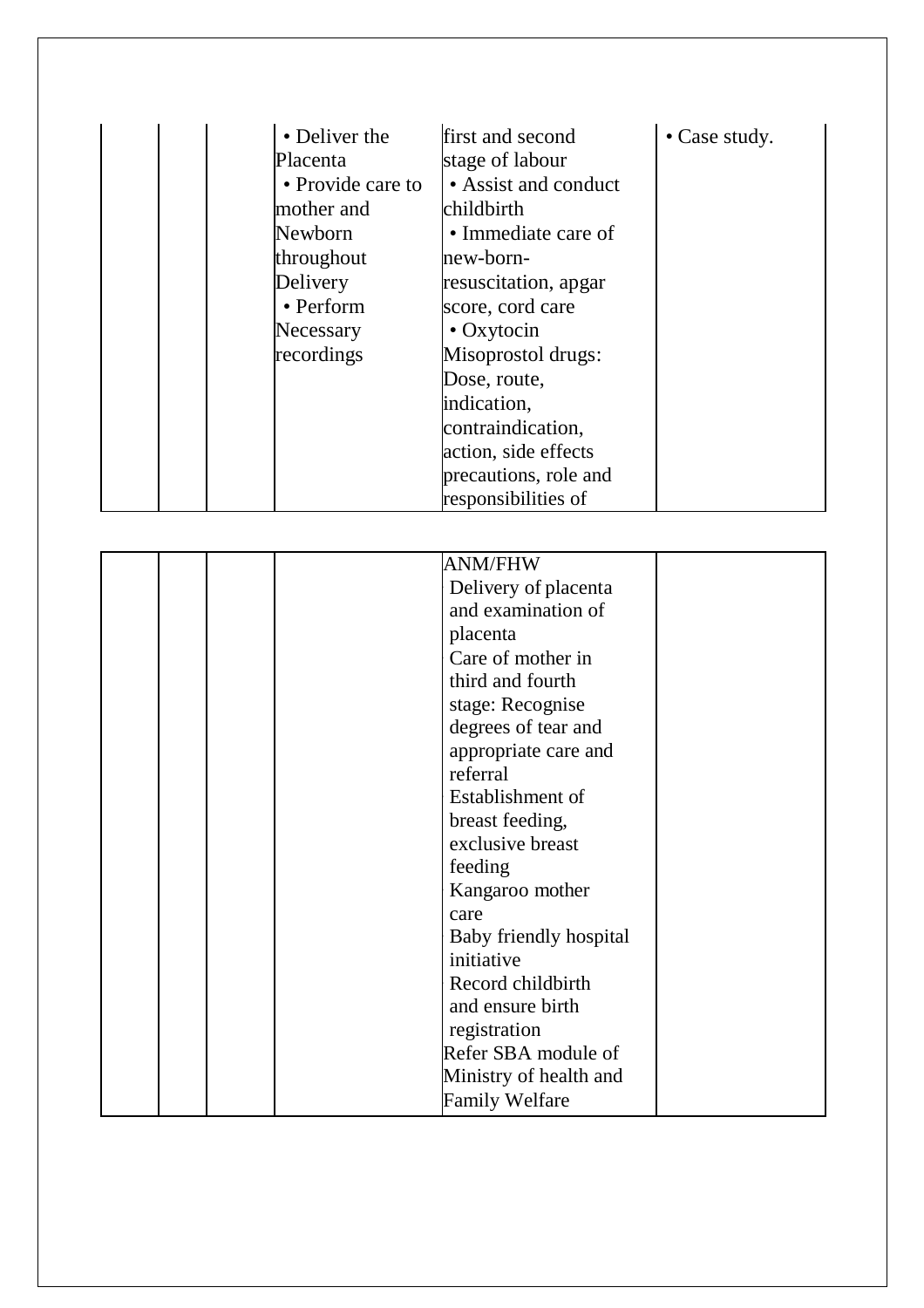| | | | | | |
|---|---|---|---|---|---|
| | | | • Deliver the Placenta<br>• Provide care to mother and Newborn throughout Delivery<br>• Perform Necessary recordings | first and second stage of labour<br>• Assist and conduct childbirth<br>• Immediate care of new-born- resuscitation, apgar score, cord care<br>• Oxytocin Misoprostol drugs: Dose, route, indication, contraindication, action, side effects precautions, role and responsibilities of ANM/FHW<br>Delivery of placenta and examination of placenta<br>Care of mother in third and fourth stage: Recognise degrees of tear and appropriate care and referral<br>Establishment of breast feeding, exclusive breast feeding<br>Kangaroo mother care<br>Baby friendly hospital initiative<br>Record childbirth and ensure birth registration<br>Refer SBA module of Ministry of health and Family Welfare | • Case study. |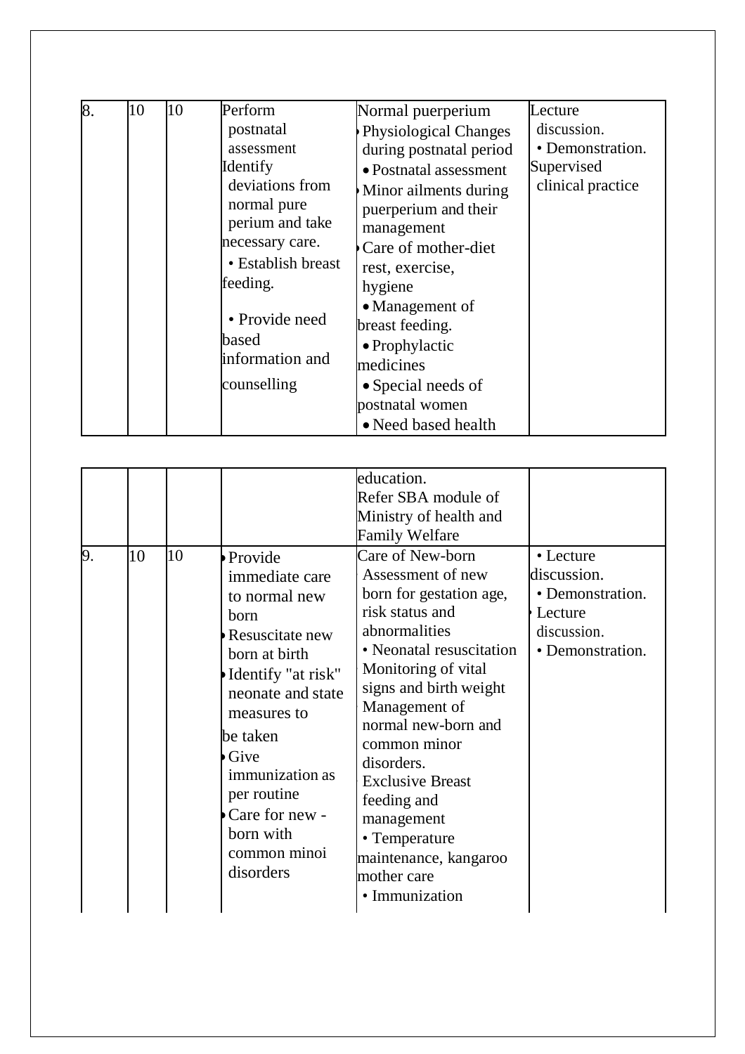| | | | | | |
|---|---|---|---|---|---|
| 8. | 10 | 10 | Perform postnatal assessment<br>Identify deviations from normal pure perium and take necessary care.<br>• Establish breast feeding.<br>• Provide need based information and counselling | Normal puerperium<br>• Physiological Changes during postnatal period<br>• Postnatal assessment<br>• Minor ailments during puerperium and their management<br>• Care of mother-diet rest, exercise, hygiene<br>• Management of breast feeding.<br>• Prophylactic medicines<br>• Special needs of postnatal women<br>• Need based health education.<br>Refer SBA module of Ministry of health and Family Welfare | Lecture discussion.<br>• Demonstration.<br>Supervised clinical practice |
| 9. | 10 | 10 | • Provide immediate care to normal new born<br>• Resuscitate new born at birth<br>• Identify "at risk" neonate and state measures to be taken<br>• Give immunization as per routine<br>• Care for new - born with common minoi disorders | Care of New-born<br>Assessment of new born for gestation age, risk status and abnormalities<br>• Neonatal resuscitation<br>Monitoring of vital signs and birth weight<br>Management of normal new-born and common minor disorders.<br>Exclusive Breast feeding and management<br>• Temperature maintenance, kangaroo mother care<br>• Immunization | • Lecture discussion.<br>• Demonstration.<br>• Lecture discussion.<br>• Demonstration. |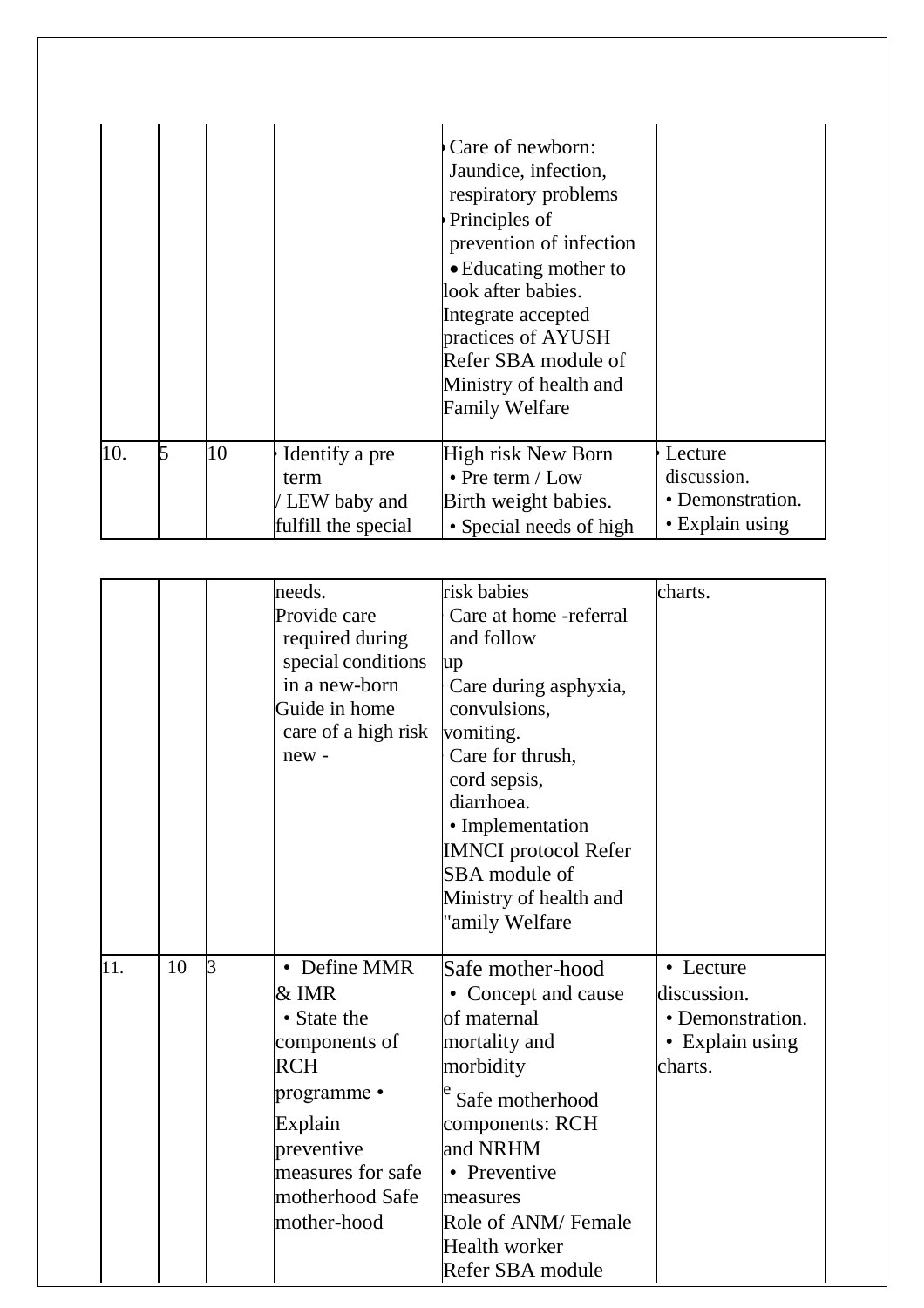| | | | | | |
|---|---|---|---|---|---|
| | | | | • Care of newborn: Jaundice, infection, respiratory problems<br>• Principles of prevention of infection<br>• Educating mother to look after babies.<br>Integrate accepted practices of AYUSH<br>Refer SBA module of Ministry of health and Family Welfare | |
| 10. | 5 | 10 | • Identify a pre term / LEW baby and fulfill the special needs.<br>Provide care required during special conditions in a new-born<br>Guide in home care of a high risk new - | High risk New Born<br>• Pre term / Low Birth weight babies.<br>• Special needs of high risk babies<br>Care at home -referral and follow up<br>Care during asphyxia, convulsions, vomiting.<br>Care for thrush, cord sepsis, diarrhoea.<br>• Implementation IMNCI protocol Refer SBA module of Ministry of health and "amily Welfare | • Lecture discussion.<br>• Demonstration.<br>• Explain using charts. |
| 11. | 10 | 3 | • Define MMR & IMR<br>• State the components of RCH programme •<br>Explain preventive measures for safe motherhood Safe mother-hood | Safe mother-hood<br>• Concept and cause of maternal mortality and morbidity<br>• Safe motherhood components: RCH and NRHM<br>• Preventive measures<br>Role of ANM/ Female Health worker<br>Refer SBA module | • Lecture discussion.<br>• Demonstration.<br>• Explain using charts. |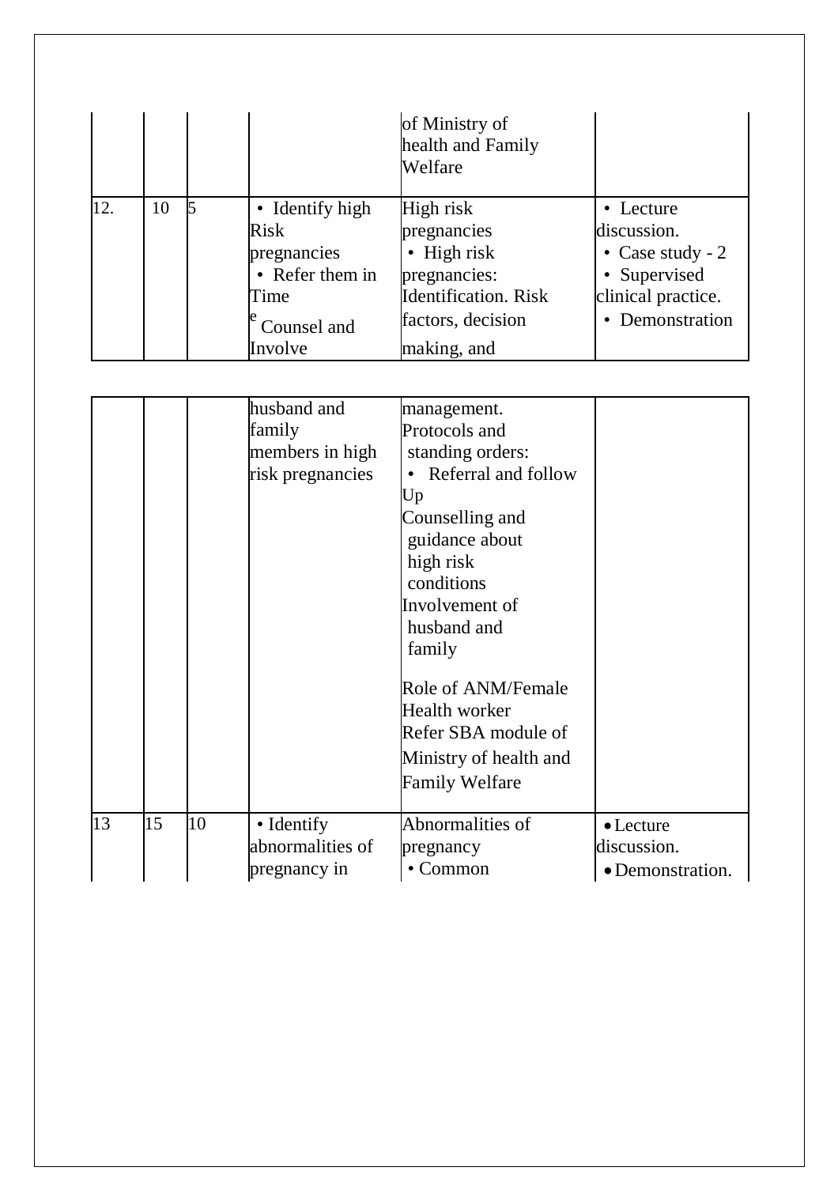|  |  |  |  | of Ministry of health and Family Welfare |  |
|---|---|---|---|---|---|
| 12. | 10 | 5 | • Identify high Risk pregnancies<br>• Refer them in Time<br>• Counsel and Involve husband and family members in high risk pregnancies | High risk pregnancies<br>• High risk pregnancies: Identification. Risk factors, decision making, and management.<br>Protocols and standing orders:<br>• Referral and follow Up<br>Counselling and guidance about high risk conditions<br>Involvement of husband and family<br><br>Role of ANM/Female Health worker<br>Refer SBA module of Ministry of health and Family Welfare | • Lecture discussion.<br>• Case study - 2<br>• Supervised clinical practice.<br>• Demonstration |
| 13 | 15 | 10 | • Identify abnormalities of pregnancy in | Abnormalities of pregnancy<br>• Common | • Lecture discussion.<br>• Demonstration. |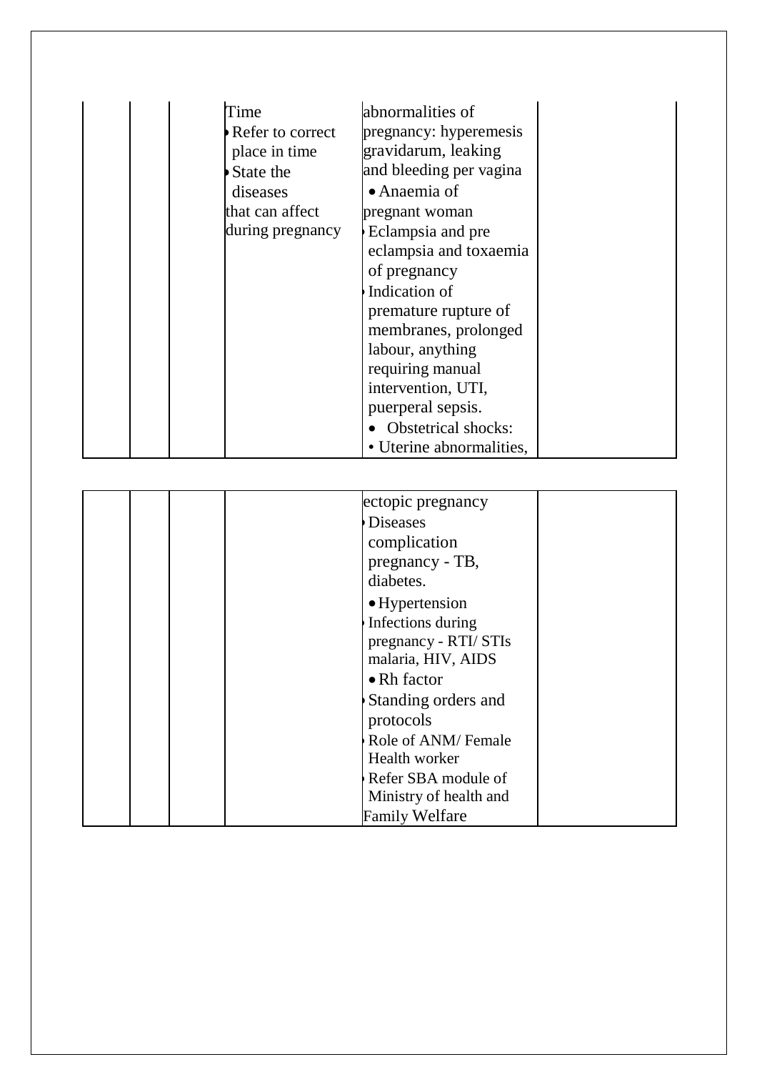| | | | | | |
|---|---|---|---|---|---|
| | | | Time<br>• Refer to correct place in time<br>• State the diseases that can affect during pregnancy | abnormalities of pregnancy: hyperemesis gravidarum, leaking and bleeding per vagina<br>• Anaemia of pregnant woman<br>• Eclampsia and pre eclampsia and toxaemia of pregnancy<br>• Indication of premature rupture of membranes, prolonged labour, anything requiring manual intervention, UTI, puerperal sepsis.<br>• Obstetrical shocks:<br>• Uterine abnormalities, | |
| | | | | ectopic pregnancy<br>• Diseases complication pregnancy - TB, diabetes.<br>• Hypertension<br>• Infections during pregnancy - RTI/ STIs malaria, HIV, AIDS<br>• Rh factor<br>• Standing orders and protocols<br>• Role of ANM/ Female Health worker<br>• Refer SBA module of Ministry of health and Family Welfare | |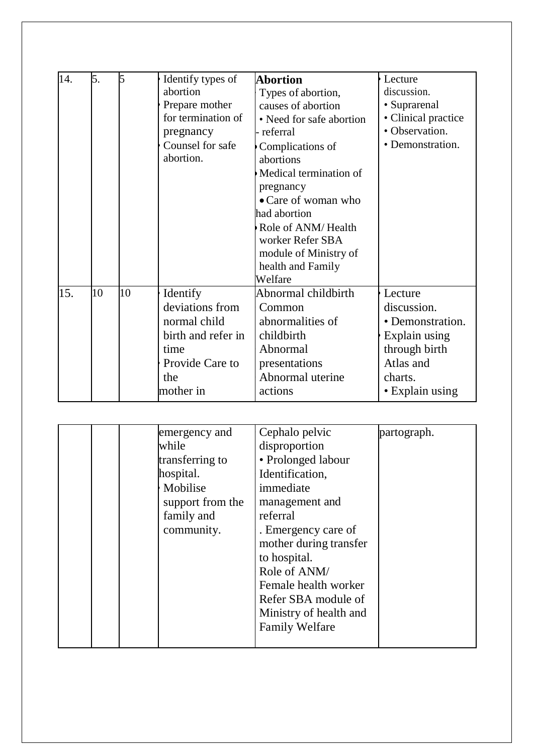| | | | | | |
|---|---|---|---|---|---|
| 14. | 5. | 5 | • Identify types of abortion<br>• Prepare mother for termination of pregnancy<br>• Counsel for safe abortion. | **Abortion**<br>• Types of abortion, causes of abortion<br>• Need for safe abortion - referral<br>• Complications of abortions<br>• Medical termination of pregnancy<br>• Care of woman who had abortion<br>• Role of ANM/ Health worker Refer SBA module of Ministry of health and Family Welfare | • Lecture discussion.<br>• Suprarenal<br>• Clinical practice<br>• Observation.<br>• Demonstration. |
| 15. | 10 | 10 | • Identify deviations from normal child birth and refer in time<br>• Provide Care to the mother in emergency and while transferring to hospital.<br>• Mobilise support from the family and community. | Abnormal childbirth<br>Common abnormalities of childbirth<br>Abnormal presentations<br>Abnormal uterine actions<br>Cephalo pelvic disproportion<br>• Prolonged labour Identification, immediate management and referral<br>. Emergency care of mother during transfer to hospital.<br>Role of ANM/ Female health worker Refer SBA module of Ministry of health and Family Welfare | • Lecture discussion.<br>• Demonstration.<br>• Explain using through birth Atlas and charts.<br>• Explain using partograph. |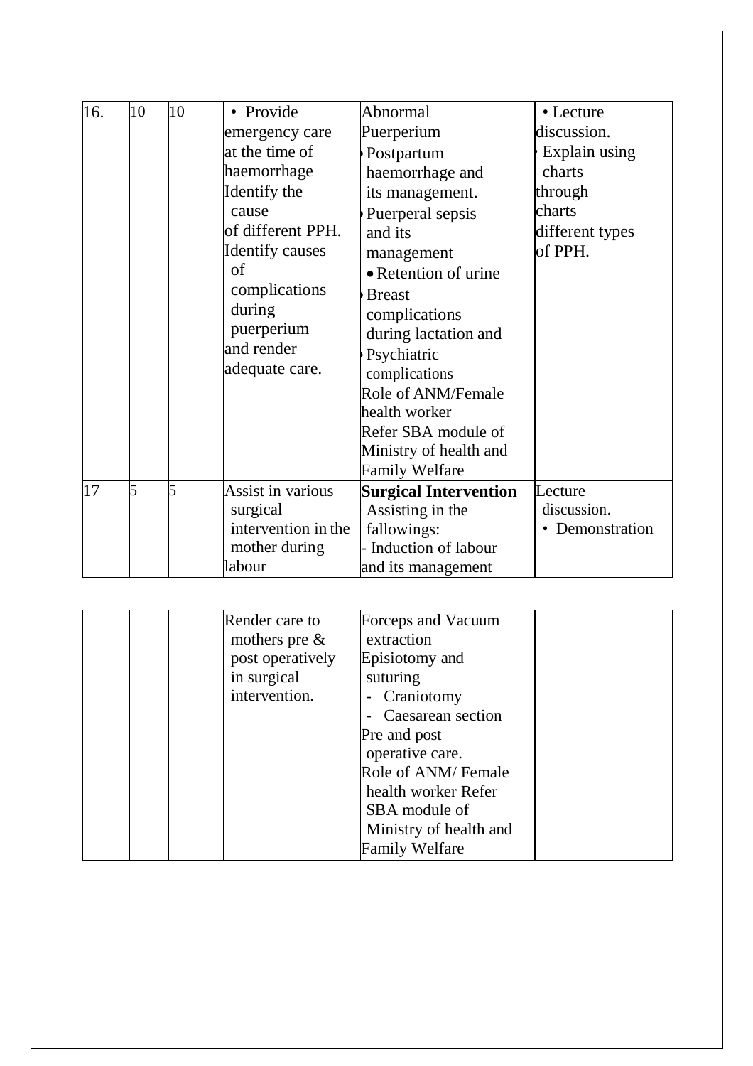| | | | | | |
|---|---|---|---|---|---|
| 16. | 10 | 10 | • Provide emergency care at the time of haemorrhage Identify the cause of different PPH. Identify causes of complications during puerperium and render adequate care. | Abnormal Puerperium<br>• Postpartum haemorrhage and its management.<br>• Puerperal sepsis and its management<br>• Retention of urine<br>• Breast complications during lactation and<br>• Psychiatric complications<br>Role of ANM/Female health worker<br>Refer SBA module of Ministry of health and Family Welfare | • Lecture discussion.<br>• Explain using charts through charts different types of PPH. |
| 17 | 5 | 5 | Assist in various surgical intervention in the mother during labour<br>Render care to mothers pre & post operatively in surgical intervention. | **Surgical Intervention**<br>Assisting in the fallowings:<br>- Induction of labour and its management<br>Forceps and Vacuum extraction<br>Episiotomy and suturing<br>- Craniotomy<br>- Caesarean section<br>Pre and post operative care.<br>Role of ANM/ Female health worker Refer SBA module of Ministry of health and Family Welfare | Lecture discussion.<br>• Demonstration |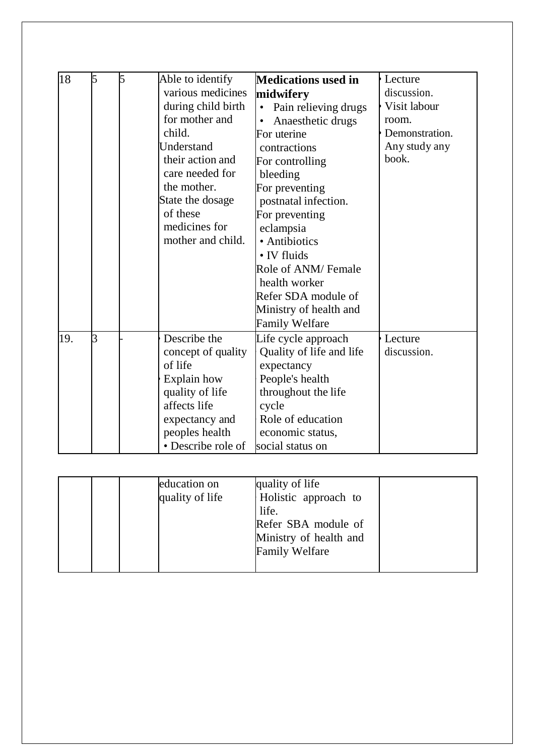| 18 | 5 | 5 | Able to identify various medicines during child birth for mother and child.<br>Understand their action and care needed for the mother.<br>State the dosage of these medicines for mother and child. | **Medications used in midwifery**<br>• Pain relieving drugs<br>• Anaesthetic drugs<br>For uterine contractions<br>For controlling bleeding<br>For preventing postnatal infection.<br>For preventing eclampsia<br>• Antibiotics<br>• IV fluids<br>Role of ANM/ Female health worker<br>Refer SDA module of Ministry of health and Family Welfare | • Lecture discussion.<br>• Visit labour room.<br>• Demonstration. Any study any book. |
|---|---|---|---|---|---|
| 19. | 3 | - | • Describe the concept of quality of life<br>• Explain how quality of life affects life expectancy and peoples health<br>• Describe role of education on quality of life | Life cycle approach<br>Quality of life and life expectancy<br>People's health throughout the life cycle<br>Role of education economic status, social status on quality of life<br>Holistic approach to life.<br>Refer SBA module of Ministry of health and Family Welfare | • Lecture discussion. |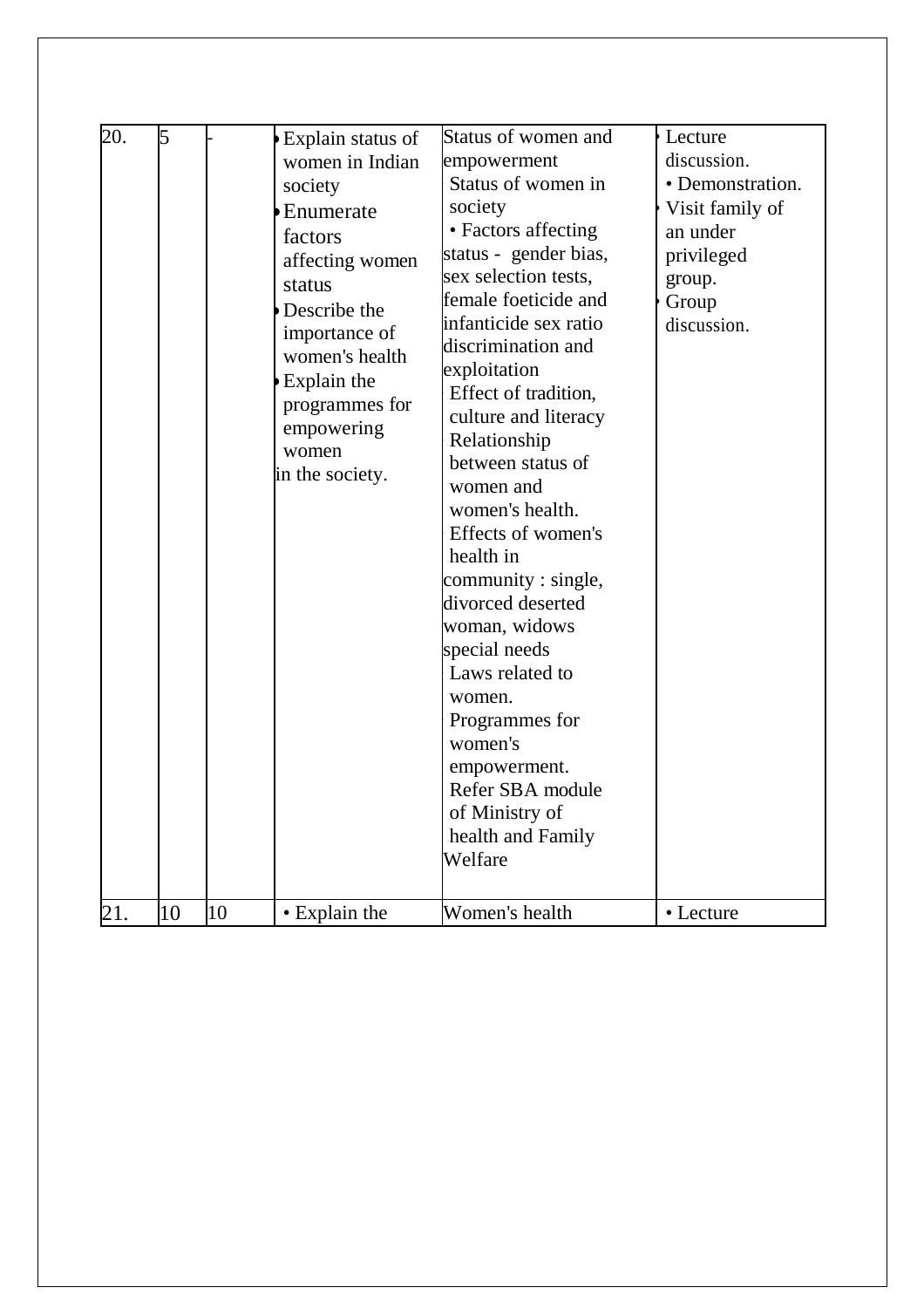| 20. | 5 | - | • Explain status of women in Indian society<br>• Enumerate factors affecting women status<br>• Describe the importance of women's health<br>• Explain the programmes for empowering women in the society. | Status of women and empowerment<br>Status of women in society<br>• Factors affecting status - gender bias, sex selection tests, female foeticide and infanticide sex ratio discrimination and exploitation<br>Effect of tradition, culture and literacy<br>Relationship between status of women and women's health.<br>Effects of women's health in community : single, divorced deserted woman, widows special needs<br>Laws related to women.<br>Programmes for women's empowerment.<br>Refer SBA module of Ministry of health and Family Welfare | • Lecture discussion.<br>• Demonstration.<br>• Visit family of an under privileged group.<br>• Group discussion. |
|---|---|---|---|---|---|
| 21. | 10 | 10 | • Explain the | Women's health | • Lecture |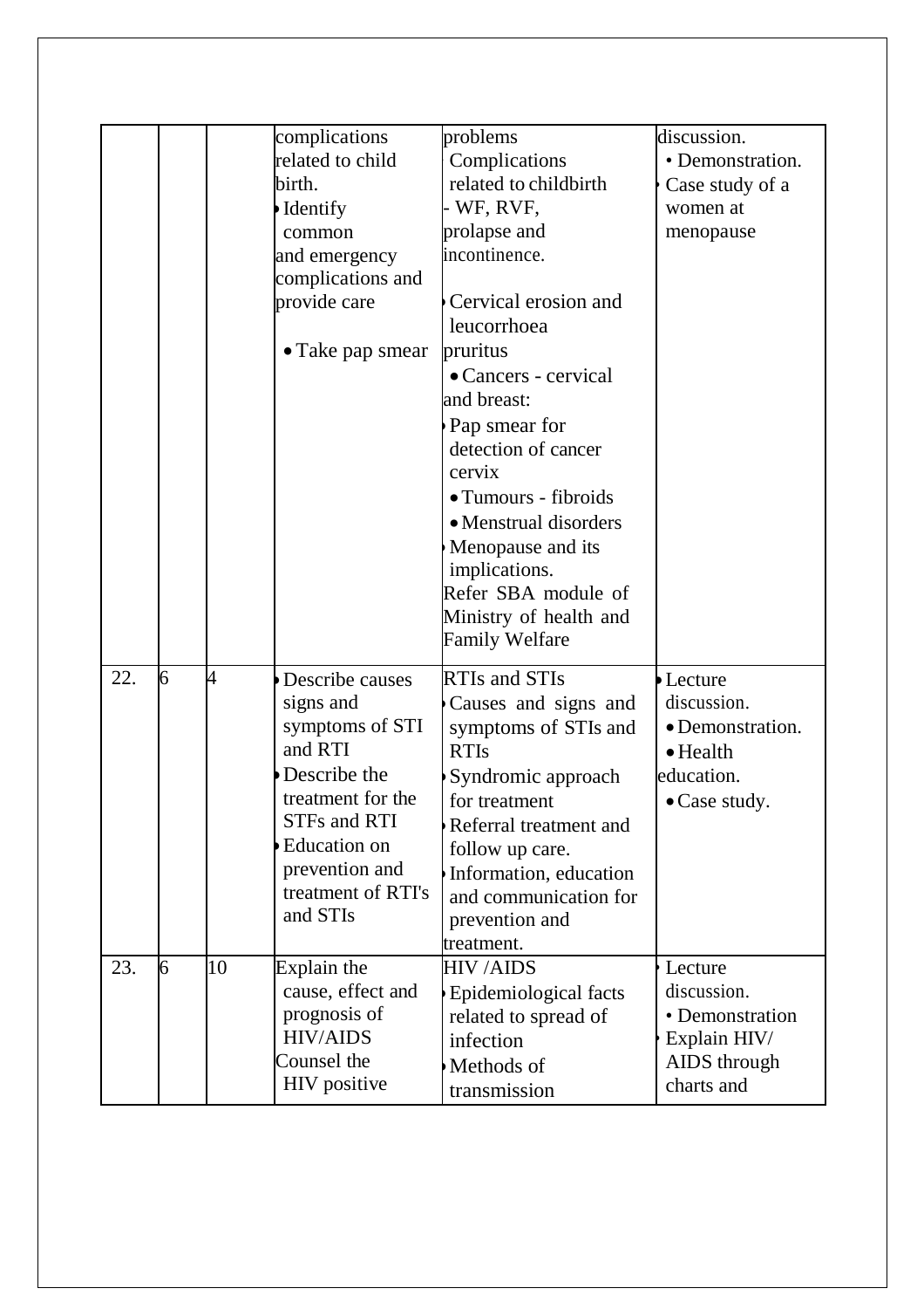| | | | complications related to child birth.<br>• Identify common and emergency complications and provide care<br>• Take pap smear | problems<br>Complications related to childbirth - WF, RVF, prolapse and incontinence.<br>• Cervical erosion and leucorrhoea pruritus<br>• Cancers - cervical and breast:<br>• Pap smear for detection of cancer cervix<br>• Tumours - fibroids<br>• Menstrual disorders<br>• Menopause and its implications.<br>Refer SBA module of Ministry of health and Family Welfare | discussion.<br>• Demonstration.<br>• Case study of a women at menopause |
|---|---|---|---|---|---|
| 22. | 6 | 4 | • Describe causes signs and symptoms of STI and RTI<br>• Describe the treatment for the STFs and RTI<br>• Education on prevention and treatment of RTI's and STIs | RTIs and STIs<br>• Causes and signs and symptoms of STIs and RTIs<br>• Syndromic approach for treatment<br>• Referral treatment and follow up care.<br>• Information, education and communication for prevention and treatment. | • Lecture discussion.<br>• Demonstration.<br>• Health education.<br>• Case study. |
| 23. | 6 | 10 | Explain the cause, effect and prognosis of HIV/AIDS<br>Counsel the HIV positive | HIV /AIDS<br>• Epidemiological facts related to spread of infection<br>• Methods of transmission | • Lecture discussion.<br>• Demonstration<br>• Explain HIV/ AIDS through charts and |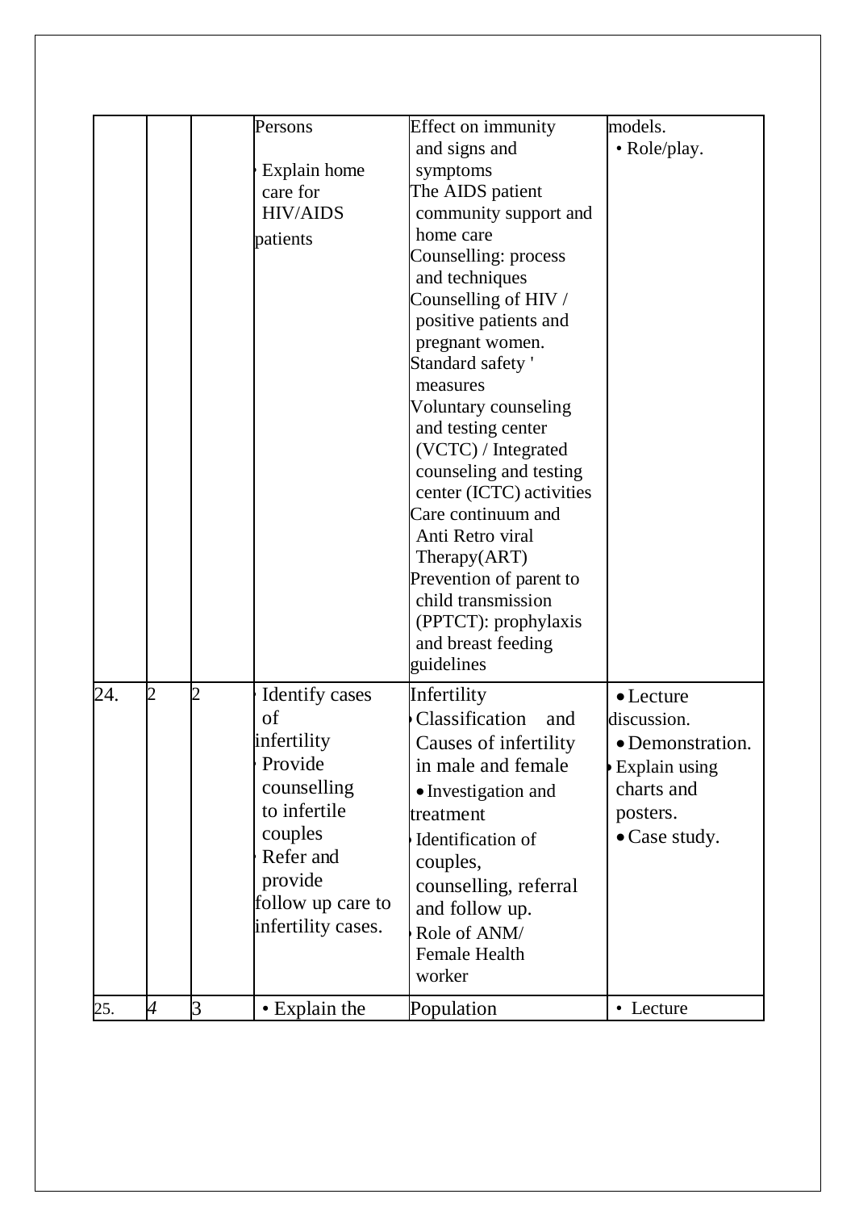|  |  |  |  |  |  |
|---|---|---|---|---|---|
|  |  |  | Persons<br>• Explain home care for HIV/AIDS patients | Effect on immunity and signs and symptoms<br>The AIDS patient community support and home care<br>Counselling: process and techniques<br>Counselling of HIV / positive patients and pregnant women.<br>Standard safety ' measures<br>Voluntary counseling and testing center (VCTC) / Integrated counseling and testing center (ICTC) activities<br>Care continuum and Anti Retro viral Therapy(ART)<br>Prevention of parent to child transmission (PPTCT): prophylaxis and breast feeding guidelines | models.<br>• Role/play. |
| 24. | 2 | 2 | • Identify cases of infertility<br>• Provide counselling to infertile couples<br>• Refer and provide follow up care to infertility cases. | Infertility<br>• Classification and Causes of infertility in male and female<br>• Investigation and treatment<br>• Identification of couples, counselling, referral and follow up.<br>• Role of ANM/ Female Health worker | • Lecture discussion.<br>• Demonstration.<br>• Explain using charts and posters.<br>• Case study. |
| 25. | 4 | 3 | • Explain the | Population | • Lecture |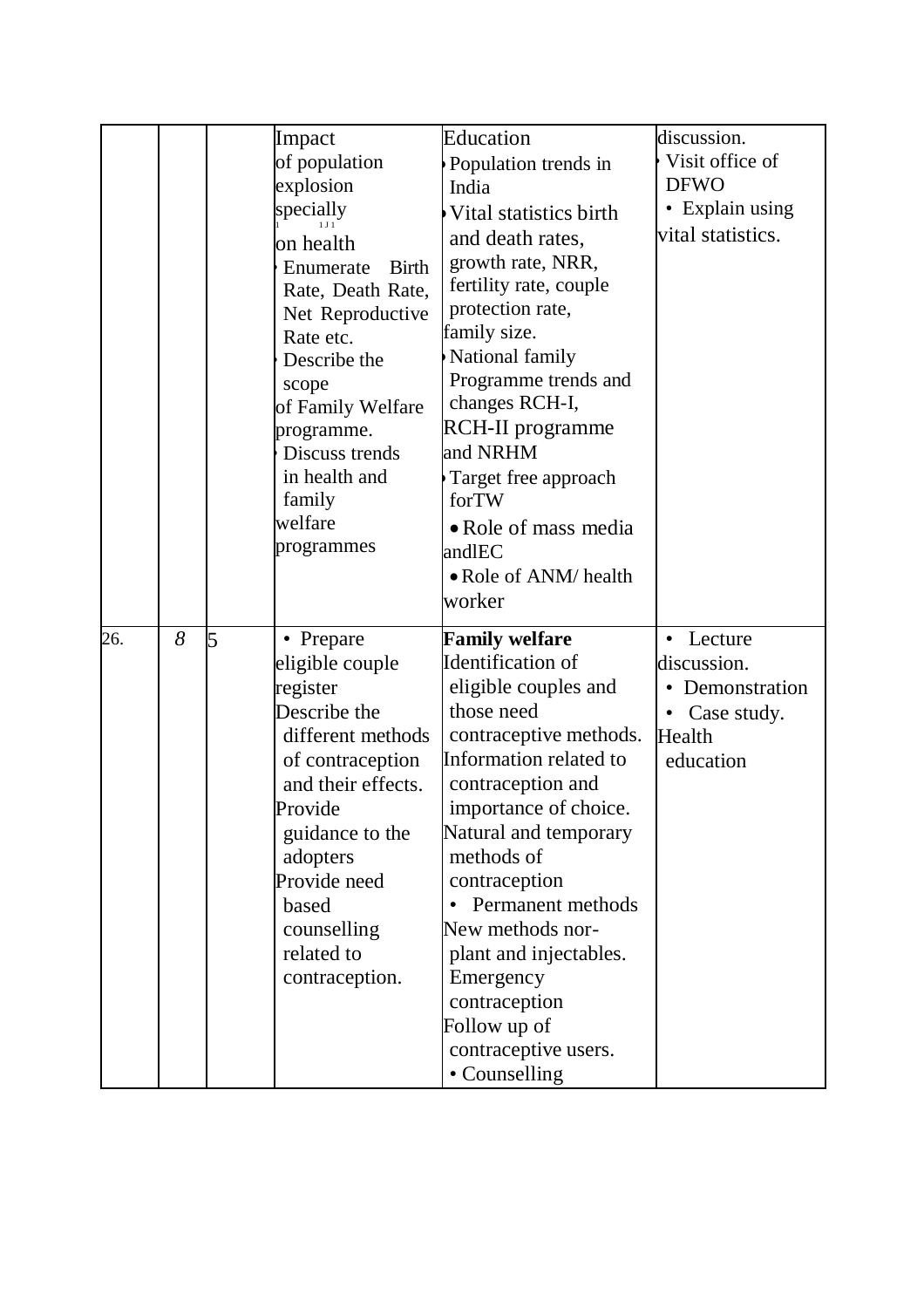| | | | | | |
|---|---|---|---|---|---|
| | | | Impact of population explosion specially on health<br>• Enumerate Birth Rate, Death Rate, Net Reproductive Rate etc.<br>• Describe the scope of Family Welfare programme.<br>• Discuss trends in health and family welfare programmes | Education<br>• Population trends in India<br>• Vital statistics birth and death rates, growth rate, NRR, fertility rate, couple protection rate, family size.<br>• National family Programme trends and changes RCH-I, RCH-II programme and NRHM<br>• Target free approach forTW<br>• Role of mass media andlEC<br>• Role of ANM/ health worker | discussion.<br>• Visit office of DFWO<br>• Explain using vital statistics. |
| 26. | *8* | 5 | • Prepare eligible couple register<br>Describe the different methods of contraception and their effects.<br>Provide guidance to the adopters<br>Provide need based counselling related to contraception. | **Family welfare**<br>Identification of eligible couples and those need contraceptive methods.<br>Information related to contraception and importance of choice.<br>Natural and temporary methods of contraception<br>• Permanent methods<br>New methods nor-plant and injectables.<br>Emergency contraception<br>Follow up of contraceptive users.<br>• Counselling | • Lecture discussion.<br>• Demonstration<br>• Case study.<br>Health education |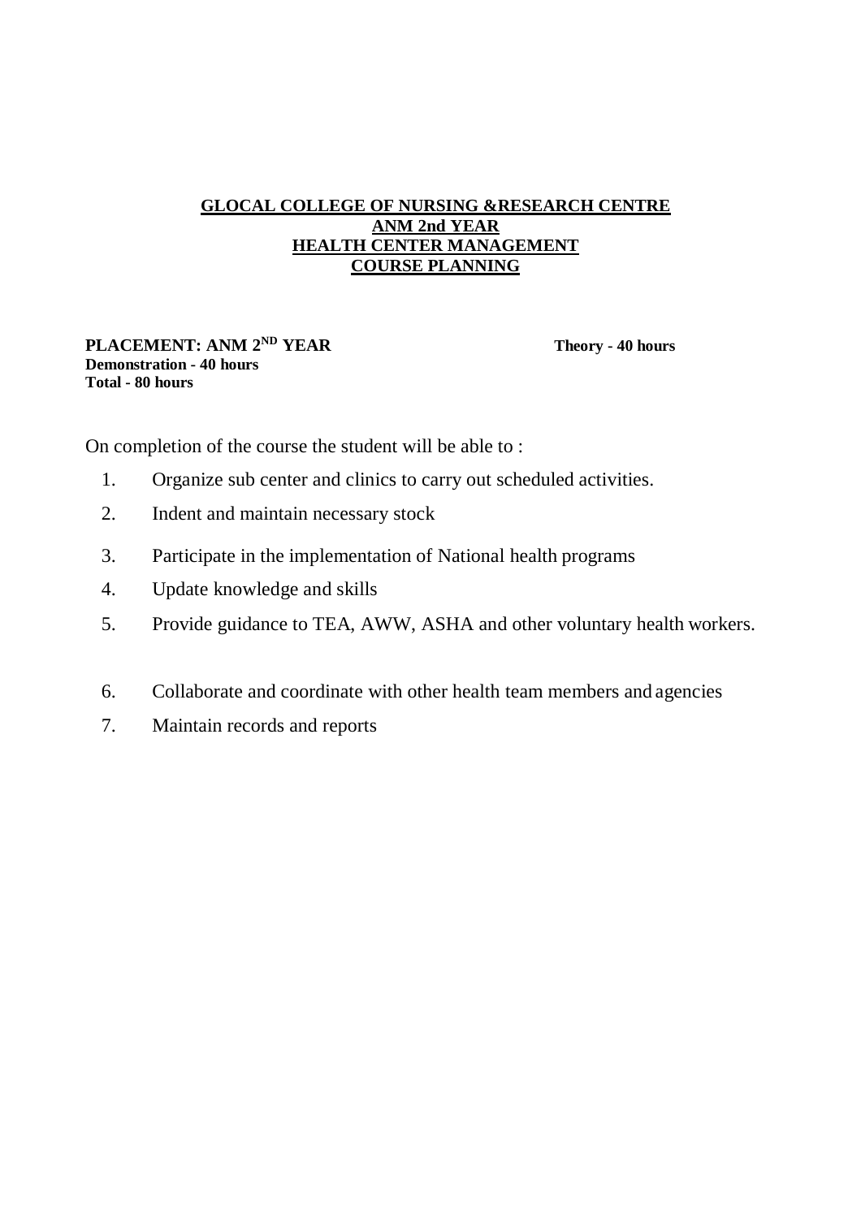**GLOCAL COLLEGE OF NURSING &RESEARCH CENTRE**
**ANM 2nd YEAR**
**HEALTH CENTER MANAGEMENT**
**COURSE PLANNING**

**PLACEMENT: ANM 2ND YEAR** **Theory - 40 hours**
**Demonstration - 40 hours**
**Total - 80 hours**

On completion of the course the student will be able to :

1. Organize sub center and clinics to carry out scheduled activities.
2. Indent and maintain necessary stock
3. Participate in the implementation of National health programs
4. Update knowledge and skills
5. Provide guidance to TEA, AWW, ASHA and other voluntary health workers.
6. Collaborate and coordinate with other health team members and agencies
7. Maintain records and reports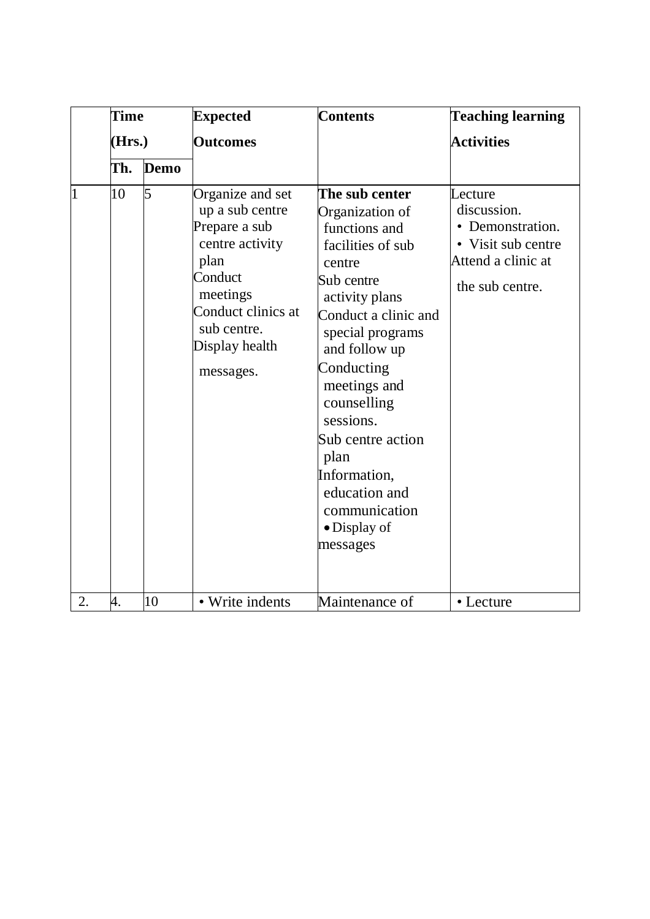| | Time (Hrs.) | | Expected Outcomes | Contents | Teaching learning Activities |
|---|---|---|---|---|---|
| | Th. | Demo | | | |
| 1 | 10 | 5 | Organize and set up a sub centre<br>Prepare a sub centre activity plan<br>Conduct meetings<br>Conduct clinics at sub centre.<br>Display health messages. | **The sub center**<br>Organization of functions and facilities of sub centre<br>Sub centre activity plans<br>Conduct a clinic and special programs and follow up<br>Conducting meetings and counselling sessions.<br>Sub centre action plan<br>Information, education and communication<br>• Display of messages | Lecture discussion.<br>• Demonstration.<br>• Visit sub centre<br>Attend a clinic at the sub centre. |
| 2. | 4. | 10 | • Write indents | Maintenance of | • Lecture |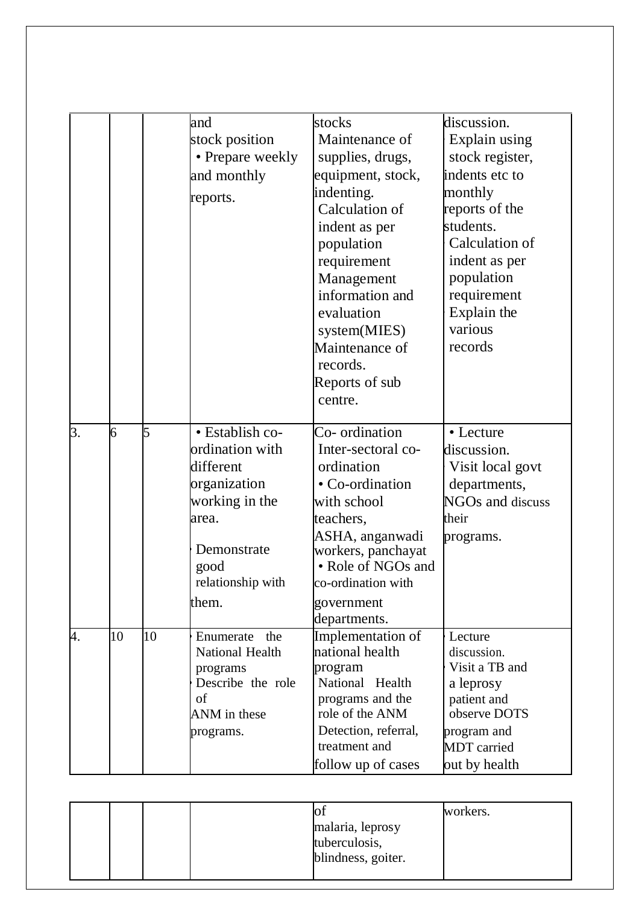| | | | and stock position • Prepare weekly and monthly reports. | stocks Maintenance of supplies, drugs, equipment, stock, indenting. Calculation of indent as per population requirement Management information and evaluation system(MIES) Maintenance of records. Reports of sub centre. | discussion. Explain using stock register, indents etc to monthly reports of the students. Calculation of indent as per population requirement Explain the various records |
|---|---|---|---|---|---|
| 3. | 6 | 5 | • Establish co-ordination with different organization working in the area. Demonstrate good relationship with them. | Co- ordination Inter-sectoral co-ordination • Co-ordination with school teachers, ASHA, anganwadi workers, panchayat • Role of NGOs and co-ordination with government departments. | • Lecture discussion. Visit local govt departments, NGOs and discuss their programs. |
| 4. | 10 | 10 | Enumerate the National Health programs Describe the role of ANM in these programs. | Implementation of national health program National Health programs and the role of the ANM Detection, referral, treatment and follow up of cases of malaria, leprosy tuberculosis, blindness, goiter. | Lecture discussion. Visit a TB and a leprosy patient and observe DOTS program and MDT carried out by health workers. |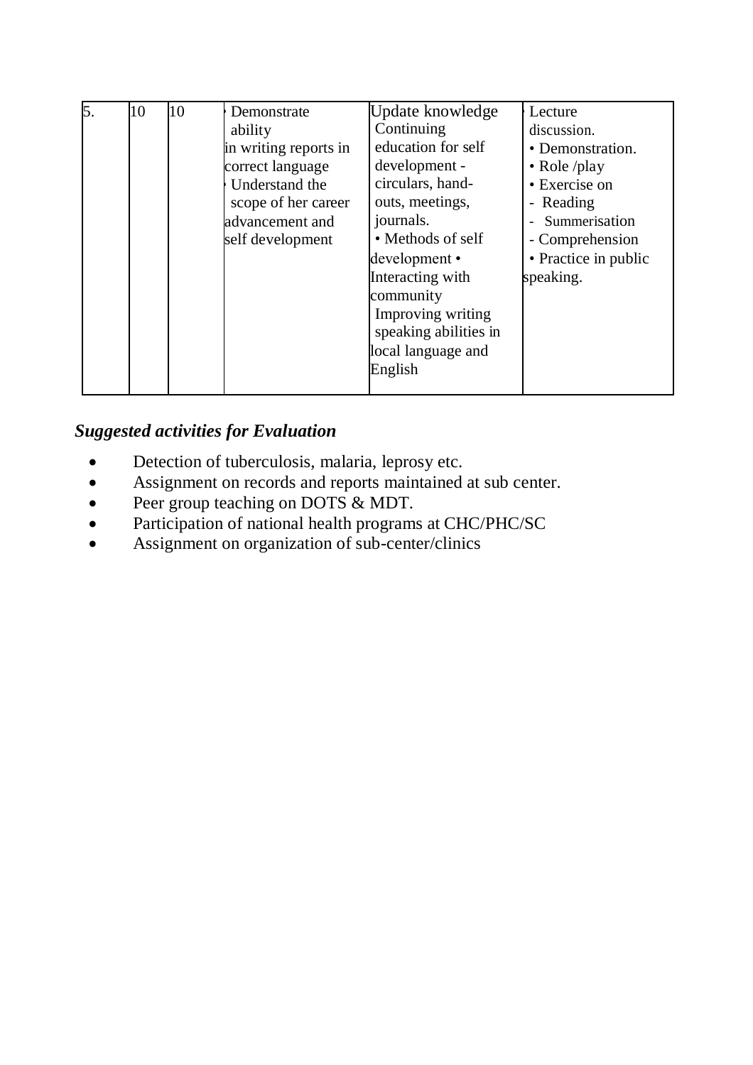| 5. | 10 | 10 | • Demonstrate ability in writing reports in correct language<br>• Understand the scope of her career advancement and self development | Update knowledge<br>Continuing education for self development - circulars, hand-outs, meetings, journals.<br>• Methods of self development •<br>Interacting with community<br>Improving writing speaking abilities in local language and English | • Lecture discussion.<br>• Demonstration.<br>• Role /play<br>• Exercise on<br>- Reading<br>- Summerisation<br>- Comprehension<br>• Practice in public speaking. |
|---|---|---|---|---|---|

### *Suggested activities for Evaluation*

- Detection of tuberculosis, malaria, leprosy etc.
- Assignment on records and reports maintained at sub center.
- Peer group teaching on DOTS & MDT.
- Participation of national health programs at CHC/PHC/SC
- Assignment on organization of sub-center/clinics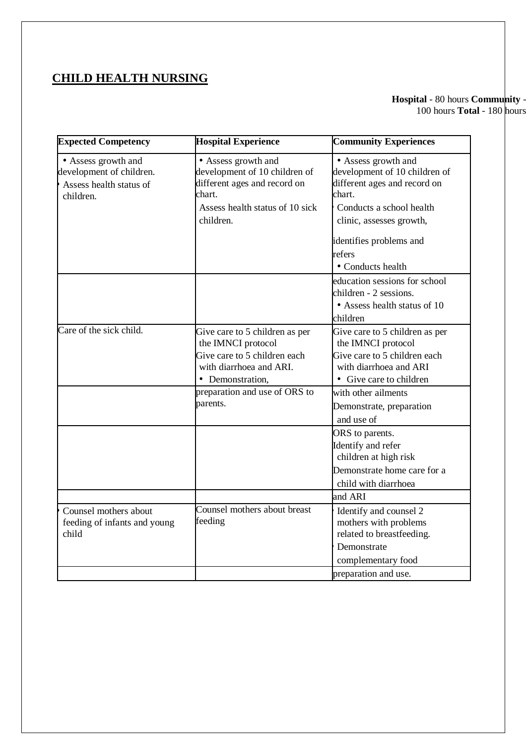## CHILD HEALTH NURSING

**Hospital** - 80 hours **Community** - 100 hours **Total** - 180 hours

| Expected Competency | Hospital Experience | Community Experiences |
|---|---|---|
| • Assess growth and development of children.<br>• Assess health status of children. | • Assess growth and development of 10 children of different ages and record on chart.<br>Assess health status of 10 sick children. | • Assess growth and development of 10 children of different ages and record on chart.<br>• Conducts a school health clinic, assesses growth, identifies problems and refers<br>• Conducts health education sessions for school children - 2 sessions.<br>• Assess health status of 10 children |
| Care of the sick child. | Give care to 5 children as per the IMNCI protocol<br>Give care to 5 children each with diarrhoea and ARI.<br>• Demonstration, preparation and use of ORS to parents. | Give care to 5 children as per the IMNCI protocol<br>Give care to 5 children each with diarrhoea and ARI<br>• Give care to children with other ailments<br>Demonstrate, preparation and use of ORS to parents.<br>Identify and refer children at high risk<br>Demonstrate home care for a child with diarrhoea and ARI |
| • Counsel mothers about feeding of infants and young child | Counsel mothers about breast feeding | • Identify and counsel 2 mothers with problems related to breastfeeding.<br>• Demonstrate complementary food preparation and use. |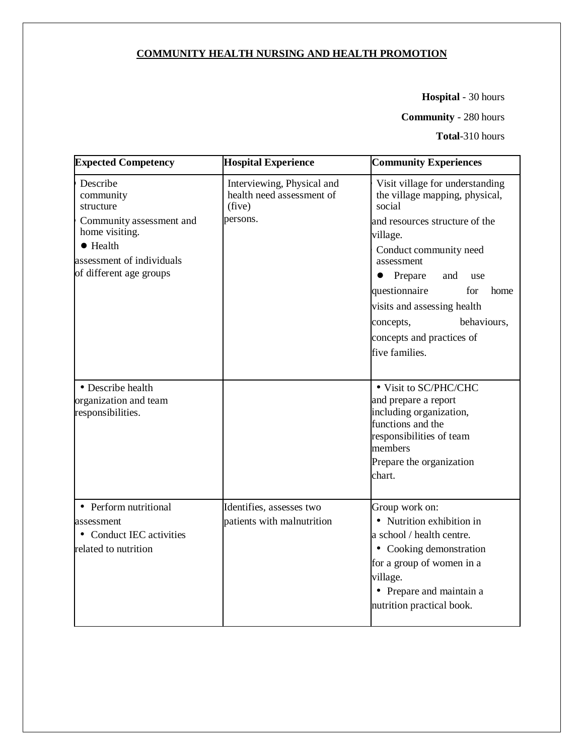## COMMUNITY HEALTH NURSING AND HEALTH PROMOTION

**Hospital** - 30 hours

**Community** - 280 hours

**Total**-310 hours

| Expected Competency | Hospital Experience | Community Experiences |
|---|---|---|
| • Describe community structure<br>• Community assessment and home visiting.<br>• Health assessment of individuals of different age groups | Interviewing, Physical and health need assessment of (five) persons. | • Visit village for understanding the village mapping, physical, social and resources structure of the village.<br>• Conduct community need assessment<br>• Prepare and use questionnaire for home visits and assessing health concepts, behaviours, concepts and practices of five families. |
| • Describe health organization and team responsibilities. | | • Visit to SC/PHC/CHC and prepare a report including organization, functions and the responsibilities of team members<br>Prepare the organization chart. |
| • Perform nutritional assessment<br>• Conduct IEC activities related to nutrition | Identifies, assesses two patients with malnutrition | Group work on:<br>• Nutrition exhibition in a school / health centre.<br>• Cooking demonstration for a group of women in a village.<br>• Prepare and maintain a nutrition practical book. |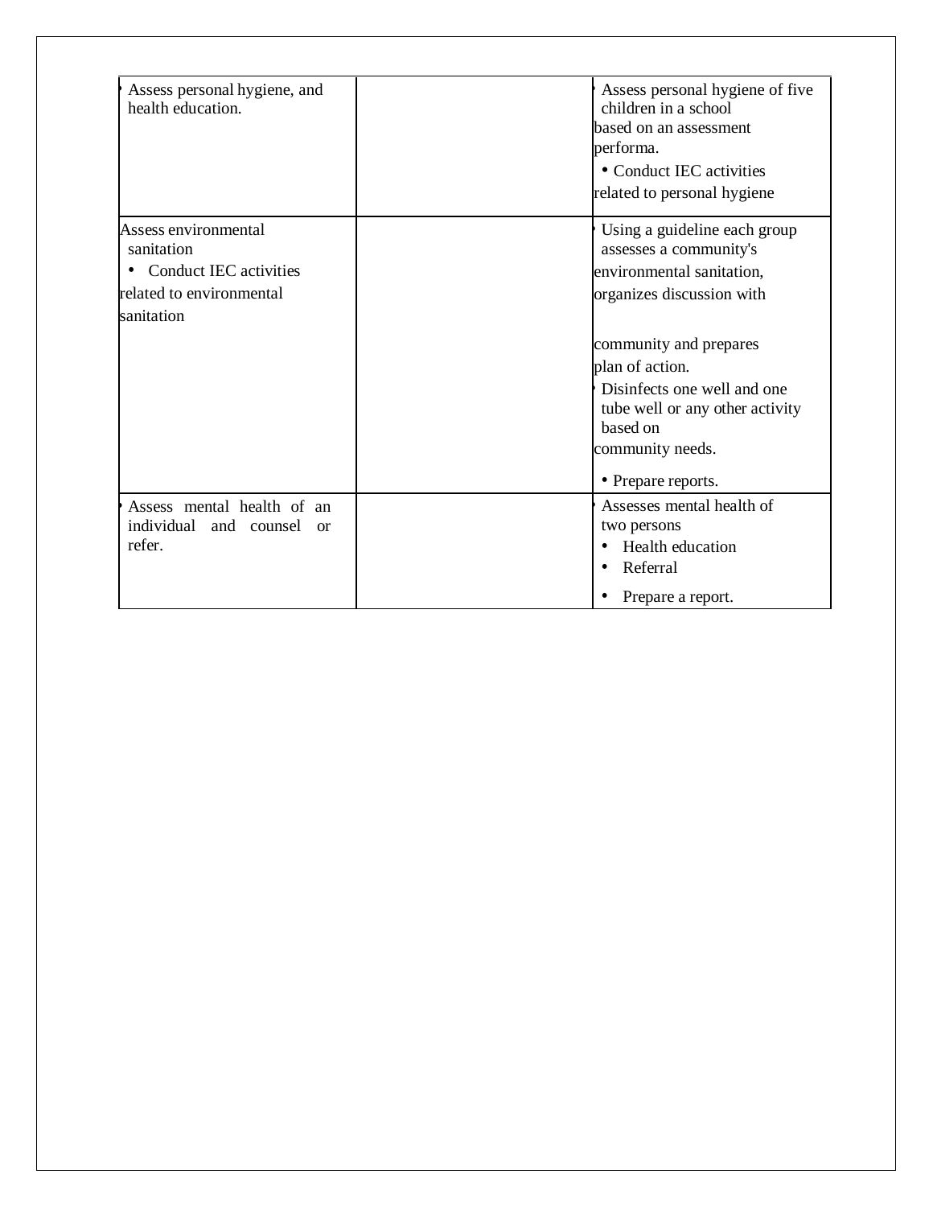| | | |
|---|---|---|
| • Assess personal hygiene, and health education. | | • Assess personal hygiene of five children in a school based on an assessment performa.<br>• Conduct IEC activities related to personal hygiene |
| Assess environmental sanitation<br>• Conduct IEC activities related to environmental sanitation | | • Using a guideline each group assesses a community's environmental sanitation, organizes discussion with community and prepares plan of action.<br>• Disinfects one well and one tube well or any other activity based on community needs.<br>• Prepare reports. |
| • Assess mental health of an individual and counsel or refer. | | • Assesses mental health of two persons<br>• Health education<br>• Referral<br>• Prepare a report. |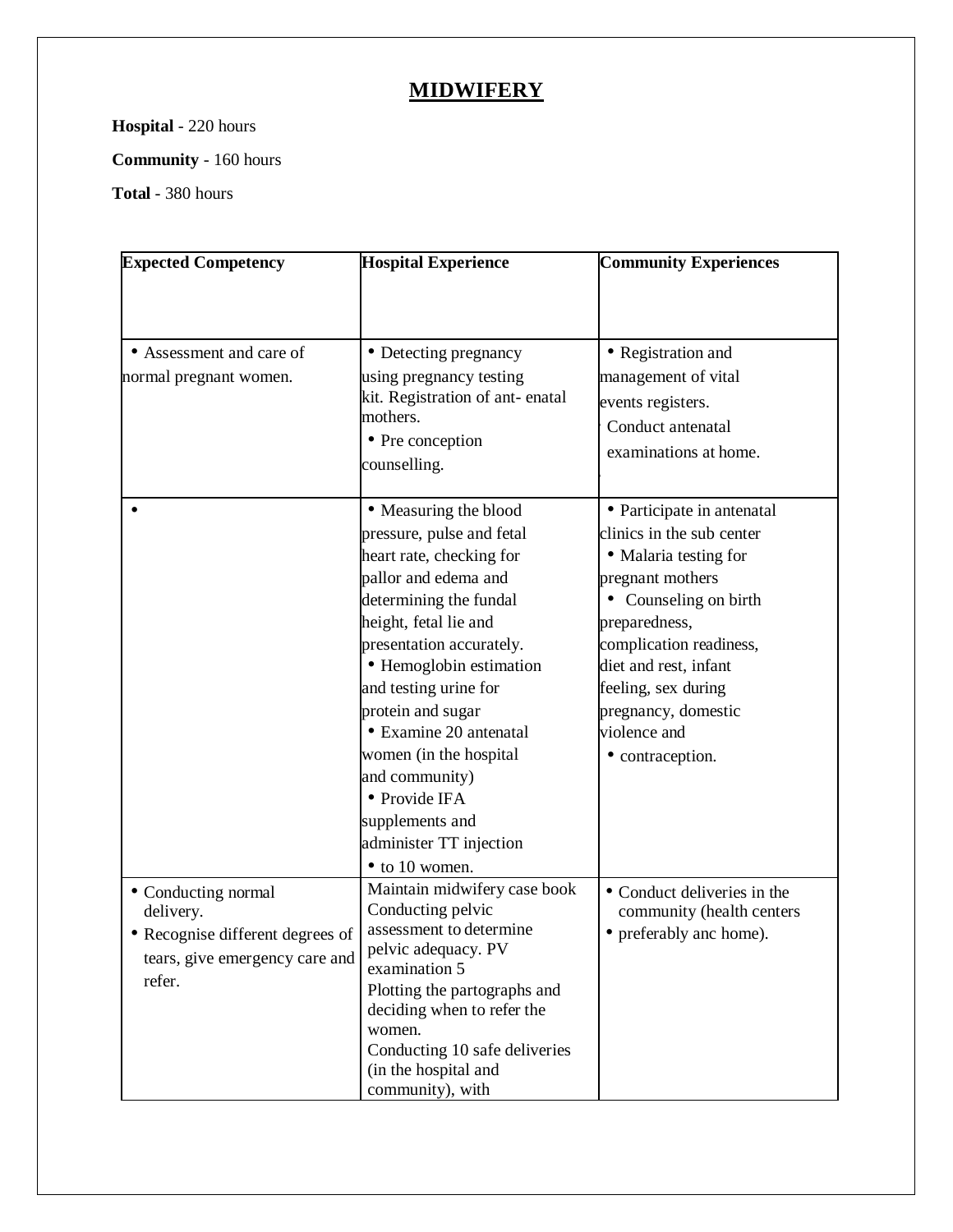# MIDWIFERY

**Hospital** - 220 hours

**Community** - 160 hours

**Total** - 380 hours

| Expected Competency | Hospital Experience | Community Experiences |
|---|---|---|
| • Assessment and care of normal pregnant women. | • Detecting pregnancy using pregnancy testing kit. Registration of ant- enatal mothers.<br>• Pre conception counselling. | • Registration and management of vital events registers.<br>Conduct antenatal examinations at home. |
| • | • Measuring the blood pressure, pulse and fetal heart rate, checking for pallor and edema and determining the fundal height, fetal lie and presentation accurately.<br>• Hemoglobin estimation and testing urine for protein and sugar<br>• Examine 20 antenatal women (in the hospital and community)<br>• Provide IFA supplements and administer TT injection<br>• to 10 women. | • Participate in antenatal clinics in the sub center<br>• Malaria testing for pregnant mothers<br>• Counseling on birth preparedness, complication readiness, diet and rest, infant feeling, sex during pregnancy, domestic violence and<br>• contraception. |
| • Conducting normal delivery.<br>• Recognise different degrees of tears, give emergency care and refer. | Maintain midwifery case book Conducting pelvic assessment to determine pelvic adequacy. PV examination 5<br>Plotting the partographs and deciding when to refer the women.<br>Conducting 10 safe deliveries (in the hospital and community), with | • Conduct deliveries in the community (health centers<br>• preferably anc home). |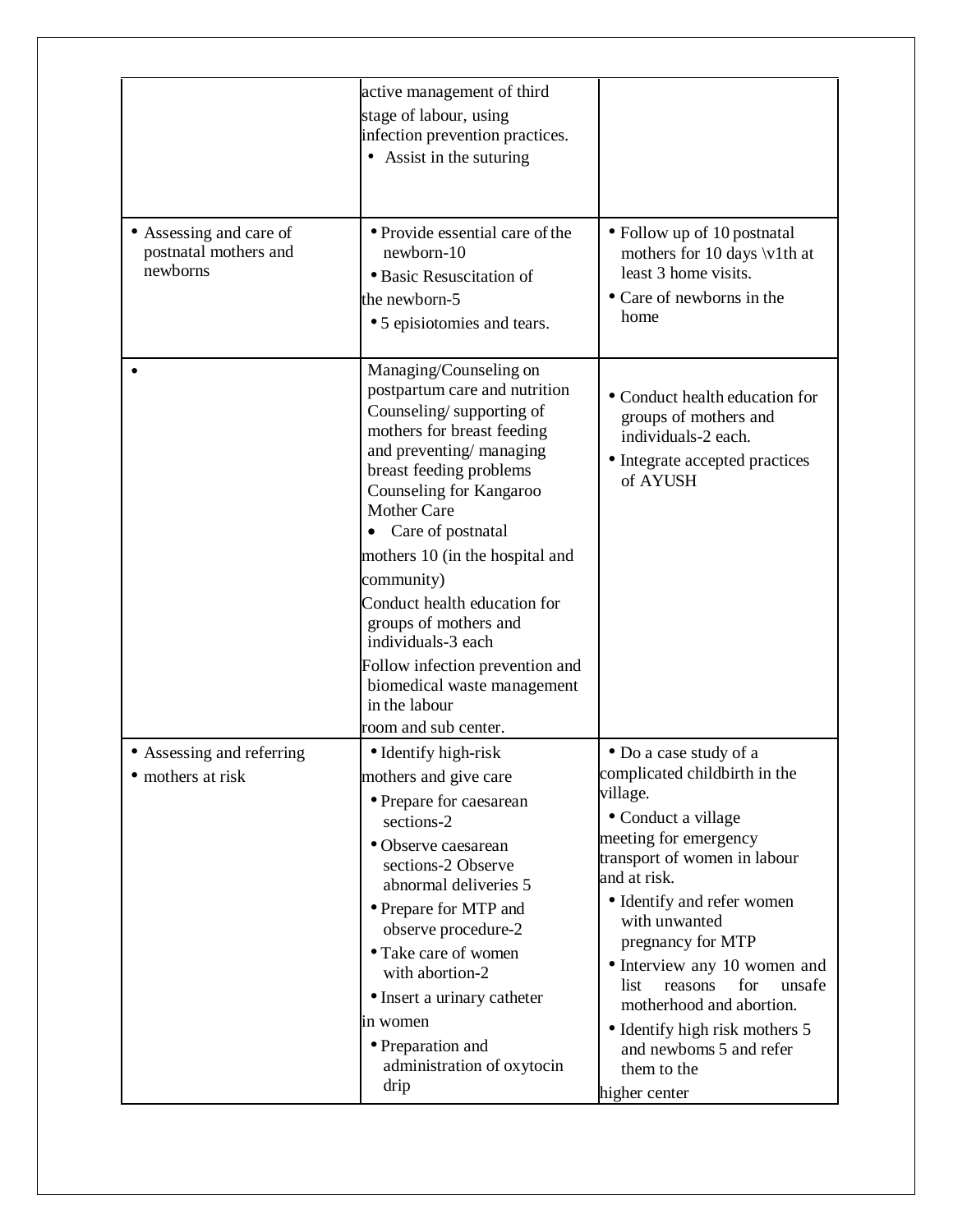| | | |
|---|---|---|
| | active management of third stage of labour, using infection prevention practices. <br>• Assist in the suturing | |
| • Assessing and care of postnatal mothers and newborns | • Provide essential care of the newborn-10 <br>• Basic Resuscitation of the newborn-5 <br>• 5 episiotomies and tears. | • Follow up of 10 postnatal mothers for 10 days \v1th at least 3 home visits. <br>• Care of newborns in the home |
| • | Managing/Counseling on postpartum care and nutrition Counseling/ supporting of mothers for breast feeding and preventing/ managing breast feeding problems Counseling for Kangaroo Mother Care <br>• Care of postnatal mothers 10 (in the hospital and community) <br>Conduct health education for groups of mothers and individuals-3 each <br>Follow infection prevention and biomedical waste management in the labour room and sub center. | • Conduct health education for groups of mothers and individuals-2 each. <br>• Integrate accepted practices of AYUSH |
| • Assessing and referring <br>• mothers at risk | • Identify high-risk mothers and give care <br>• Prepare for caesarean sections-2 <br>• Observe caesarean sections-2 Observe abnormal deliveries 5 <br>• Prepare for MTP and observe procedure-2 <br>• Take care of women with abortion-2 <br>• Insert a urinary catheter in women <br>• Preparation and administration of oxytocin drip | • Do a case study of a complicated childbirth in the village. <br>• Conduct a village meeting for emergency transport of women in labour and at risk. <br>• Identify and refer women with unwanted pregnancy for MTP <br>• Interview any 10 women and list reasons for unsafe motherhood and abortion. <br>• Identify high risk mothers 5 and newboms 5 and refer them to the higher center |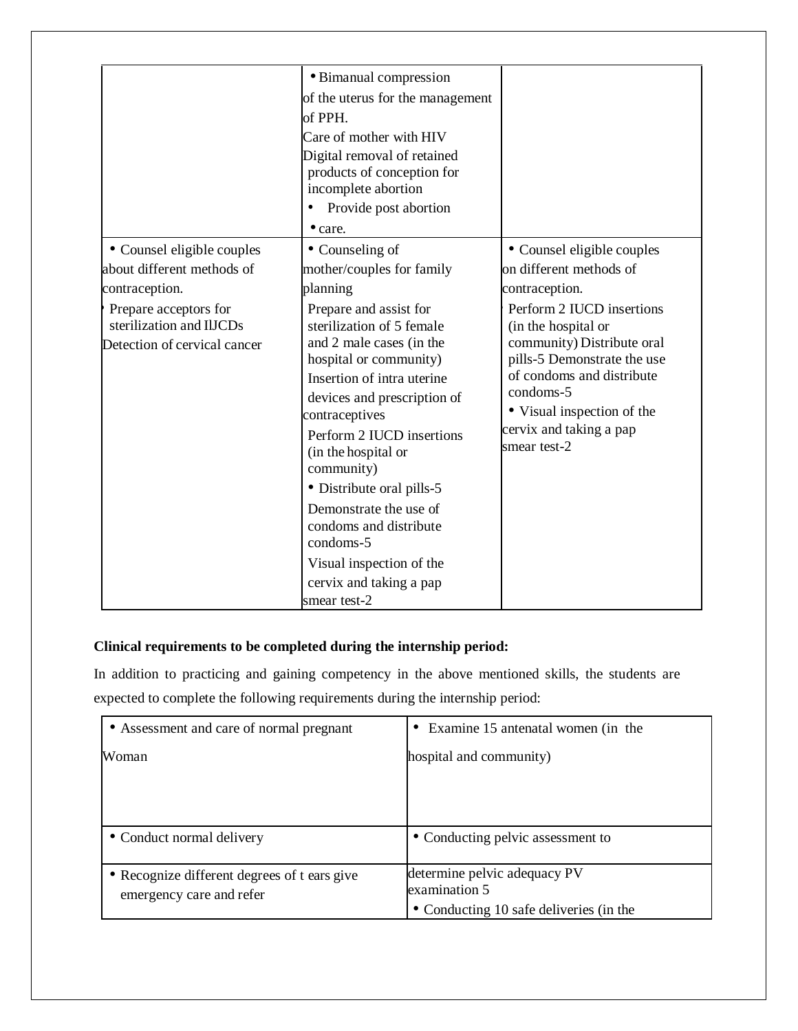| | | |
|---|---|---|
| | • Bimanual compression of the uterus for the management of PPH.<br>Care of mother with HIV<br>Digital removal of retained products of conception for incomplete abortion<br>• Provide post abortion<br>• care. | |
| • Counsel eligible couples about different methods of contraception.<br>• Prepare acceptors for sterilization and IlJCDs<br>Detection of cervical cancer | • Counseling of mother/couples for family planning<br>Prepare and assist for sterilization of 5 female and 2 male cases (in the hospital or community)<br>Insertion of intra uterine devices and prescription of contraceptives<br>Perform 2 IUCD insertions (in the hospital or community)<br>• Distribute oral pills-5<br>Demonstrate the use of condoms and distribute condoms-5<br>Visual inspection of the cervix and taking a pap smear test-2 | • Counsel eligible couples on different methods of contraception.<br>Perform 2 IUCD insertions (in the hospital or community) Distribute oral pills-5 Demonstrate the use of condoms and distribute condoms-5<br>• Visual inspection of the cervix and taking a pap smear test-2 |

**Clinical requirements to be completed during the internship period:**

In addition to practicing and gaining competency in the above mentioned skills, the students are expected to complete the following requirements during the internship period:

| | |
|---|---|
| • Assessment and care of normal pregnant Woman | • Examine 15 antenatal women (in the hospital and community) |
| • Conduct normal delivery | • Conducting pelvic assessment to |
| • Recognize different degrees of t ears give emergency care and refer | determine pelvic adequacy PV examination 5<br>• Conducting 10 safe deliveries (in the |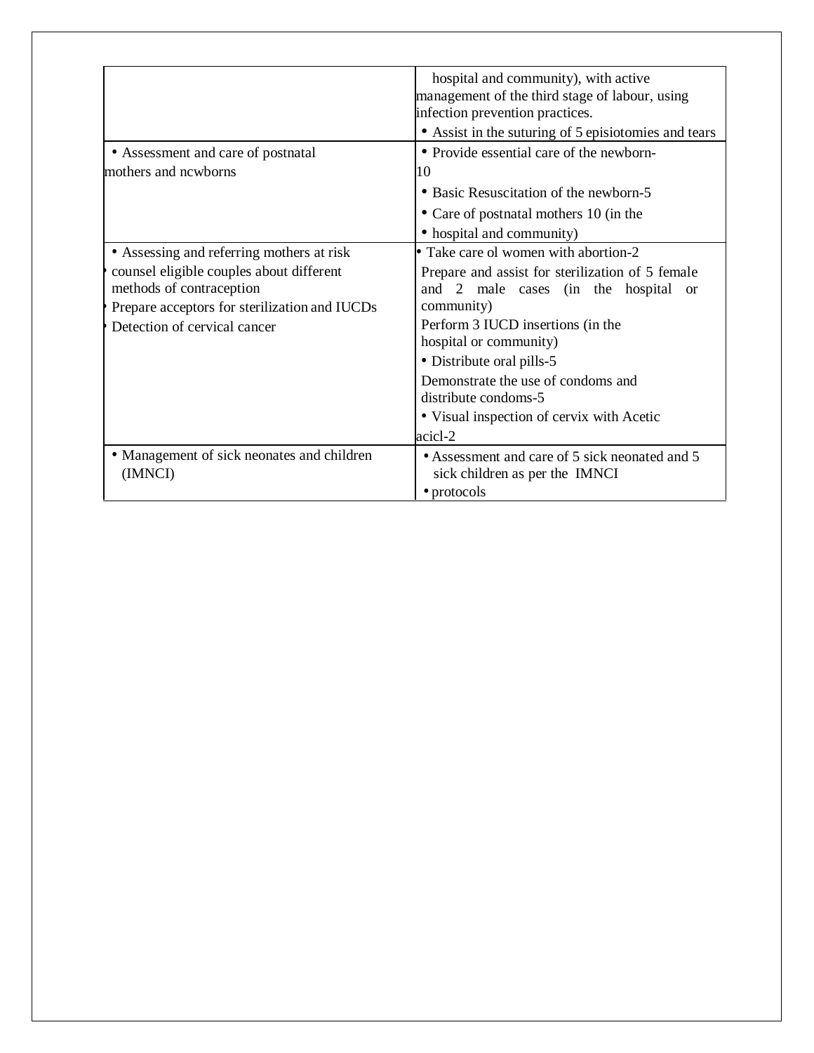| | |
|---|---|
| | hospital and community), with active management of the third stage of labour, using infection prevention practices. <br>• Assist in the suturing of 5 episiotomies and tears |
| • Assessment and care of postnatal mothers and ncwborns | • Provide essential care of the newborn-10 <br>• Basic Resuscitation of the newborn-5 <br>• Care of postnatal mothers 10 (in the <br>• hospital and community) |
| • Assessing and referring mothers at risk <br>• counsel eligible couples about different methods of contraception <br>• Prepare acceptors for sterilization and IUCDs <br>• Detection of cervical cancer | • Take care ol women with abortion-2 <br>Prepare and assist for sterilization of 5 female and 2 male cases (in the hospital or community) <br>Perform 3 IUCD insertions (in the hospital or community) <br>• Distribute oral pills-5 <br>Demonstrate the use of condoms and distribute condoms-5 <br>• Visual inspection of cervix with Acetic acicl-2 |
| • Management of sick neonates and children (IMNCI) | • Assessment and care of 5 sick neonated and 5 sick children as per the IMNCI <br>• protocols |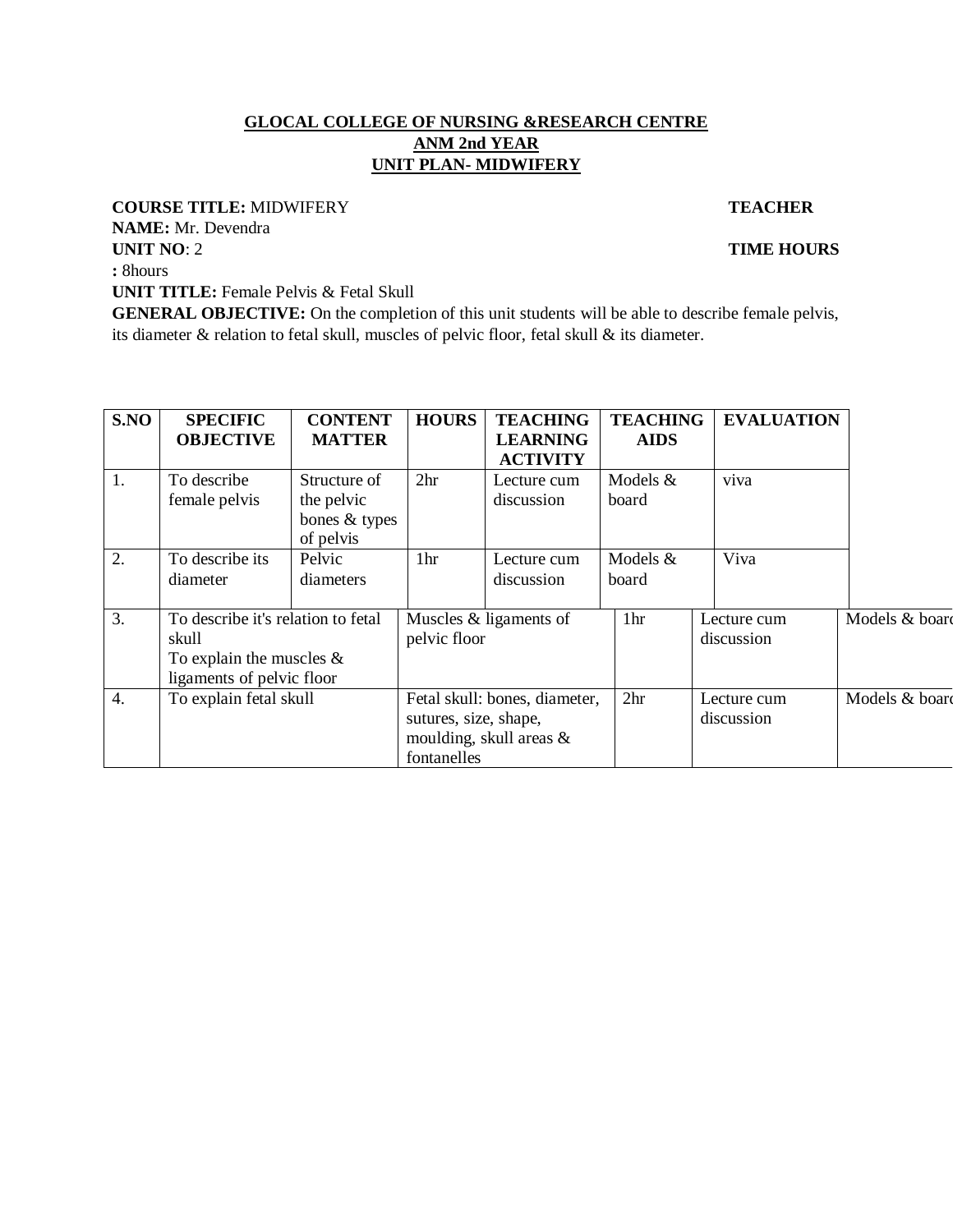**GLOCAL COLLEGE OF NURSING &RESEARCH CENTRE**
**ANM 2nd YEAR**
**UNIT PLAN- MIDWIFERY**

**COURSE TITLE:** MIDWIFERY **TEACHER NAME:** Mr. Devendra

**UNIT NO**: 2 **TIME HOURS :** 8hours

**UNIT TITLE:** Female Pelvis & Fetal Skull

**GENERAL OBJECTIVE:** On the completion of this unit students will be able to describe female pelvis, its diameter & relation to fetal skull, muscles of pelvic floor, fetal skull & its diameter.

| S.NO | SPECIFIC OBJECTIVE | CONTENT MATTER | HOURS | TEACHING LEARNING ACTIVITY | TEACHING AIDS | EVALUATION |
|---|---|---|---|---|---|---|
| 1. | To describe female pelvis | Structure of the pelvic bones & types of pelvis | 2hr | Lecture cum discussion | Models & board | viva |
| 2. | To describe its diameter | Pelvic diameters | 1hr | Lecture cum discussion | Models & board | Viva |
| 3. | To describe it's relation to fetal skull<br>To explain the muscles & ligaments of pelvic floor | Muscles & ligaments of pelvic floor | 1hr | Lecture cum discussion | Models & board | |
| 4. | To explain fetal skull | Fetal skull: bones, diameter, sutures, size, shape, moulding, skull areas & fontanelles | 2hr | Lecture cum discussion | Models & board | |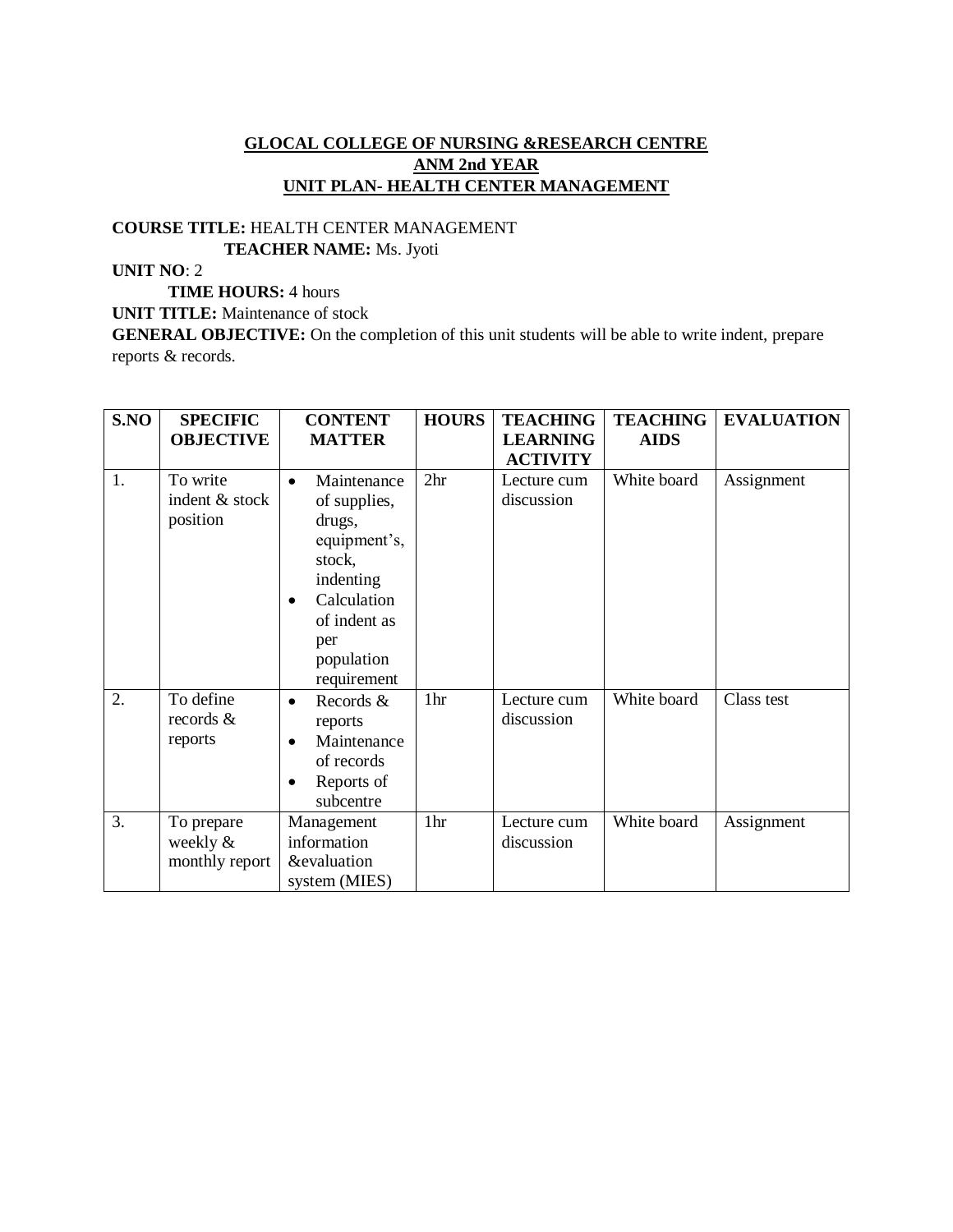**GLOCAL COLLEGE OF NURSING &RESEARCH CENTRE**
**ANM 2nd YEAR**
**UNIT PLAN- HEALTH CENTER MANAGEMENT**

**COURSE TITLE:** HEALTH CENTER MANAGEMENT

**TEACHER NAME:** Ms. Jyoti

**UNIT NO**: 2

**TIME HOURS:** 4 hours

**UNIT TITLE:** Maintenance of stock

**GENERAL OBJECTIVE:** On the completion of this unit students will be able to write indent, prepare reports & records.

| S.NO | SPECIFIC OBJECTIVE | CONTENT MATTER | HOURS | TEACHING LEARNING ACTIVITY | TEACHING AIDS | EVALUATION |
|---|---|---|---|---|---|---|
| 1. | To write indent & stock position | • Maintenance of supplies, drugs, equipment's, stock, indenting<br>• Calculation of indent as per population requirement | 2hr | Lecture cum discussion | White board | Assignment |
| 2. | To define records & reports | • Records & reports<br>• Maintenance of records<br>• Reports of subcentre | 1hr | Lecture cum discussion | White board | Class test |
| 3. | To prepare weekly & monthly report | Management information &evaluation system (MIES) | 1hr | Lecture cum discussion | White board | Assignment |